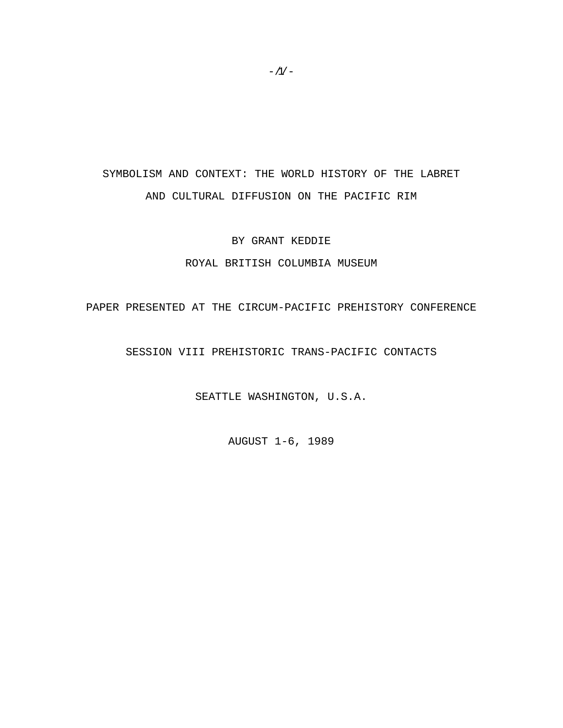# SYMBOLISM AND CONTEXT: THE WORLD HISTORY OF THE LABRET AND CULTURAL DIFFUSION ON THE PACIFIC RIM

BY GRANT KEDDIE

ROYAL BRITISH COLUMBIA MUSEUM

PAPER PRESENTED AT THE CIRCUM-PACIFIC PREHISTORY CONFERENCE

SESSION VIII PREHISTORIC TRANS-PACIFIC CONTACTS

SEATTLE WASHINGTON, U.S.A.

AUGUST 1-6, 1989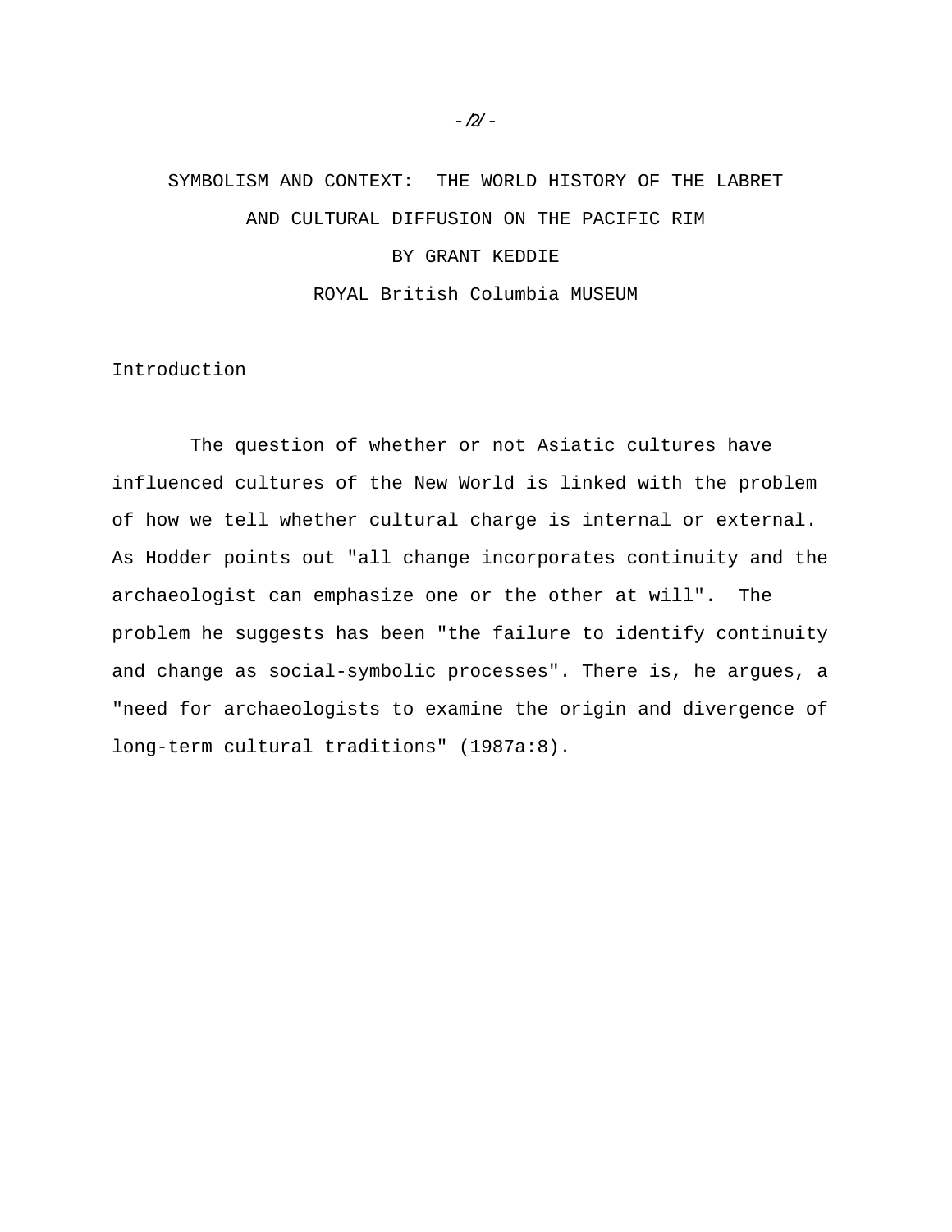# SYMBOLISM AND CONTEXT: THE WORLD HISTORY OF THE LABRET AND CULTURAL DIFFUSION ON THE PACIFIC RIM

BY GRANT KEDDIE

ROYAL British Columbia MUSEUM

## Introduction

The question of whether or not Asiatic cultures have influenced cultures of the New World is linked with the problem of how we tell whether cultural charge is internal or external. As Hodder points out "all change incorporates continuity and the archaeologist can emphasize one or the other at will". The problem he suggests has been "the failure to identify continuity and change as social-symbolic processes". There is, he argues, a "need for archaeologists to examine the origin and divergence of long-term cultural traditions" (1987a:8).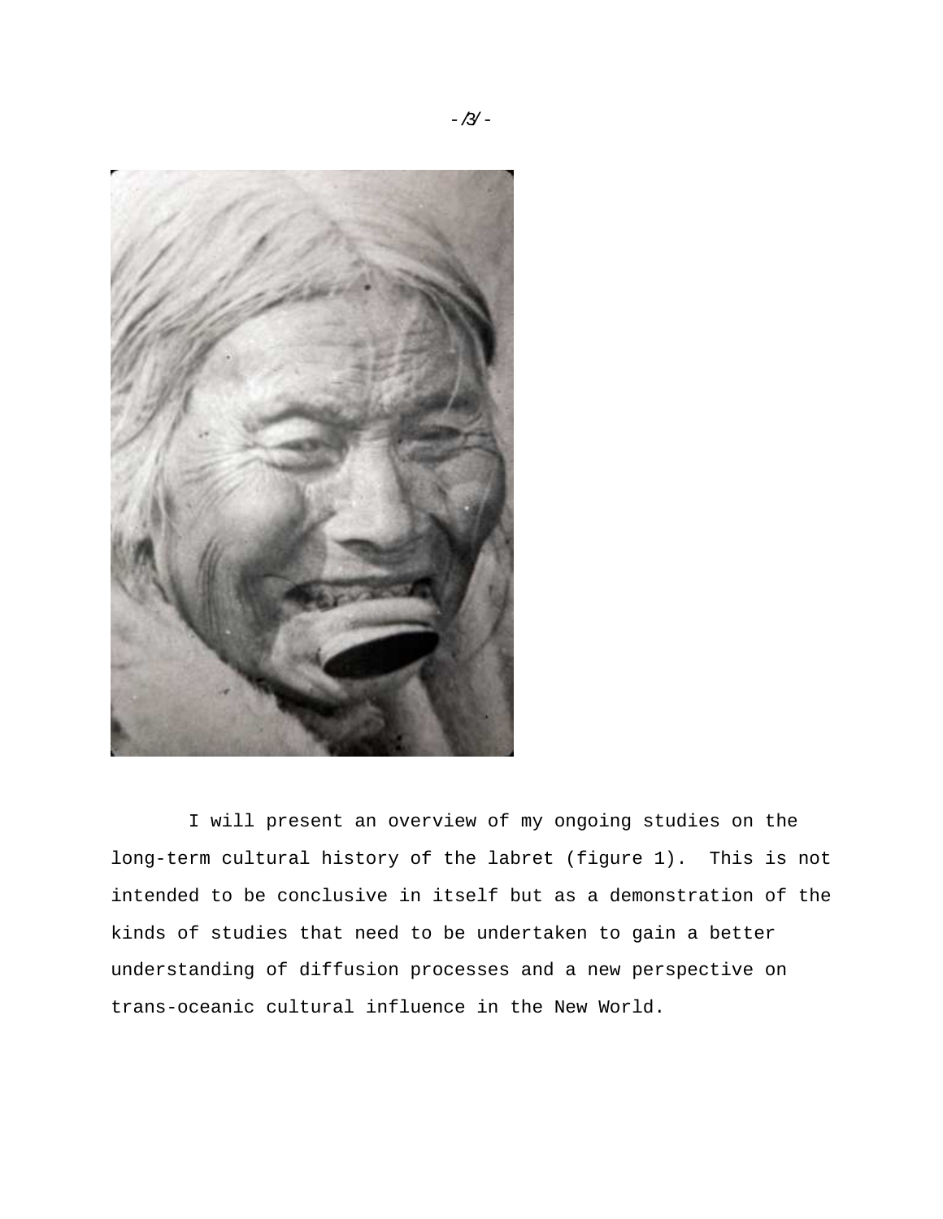I will present an overview of my ongoing studies on the long-term cultural history of the labret (figure 1). This is not intended to be conclusive in itself but as a demonstration of the kinds of studies that need to be undertaken to gain a better understanding of diffusion processes and a new perspective on trans-oceanic cultural influence in the New World.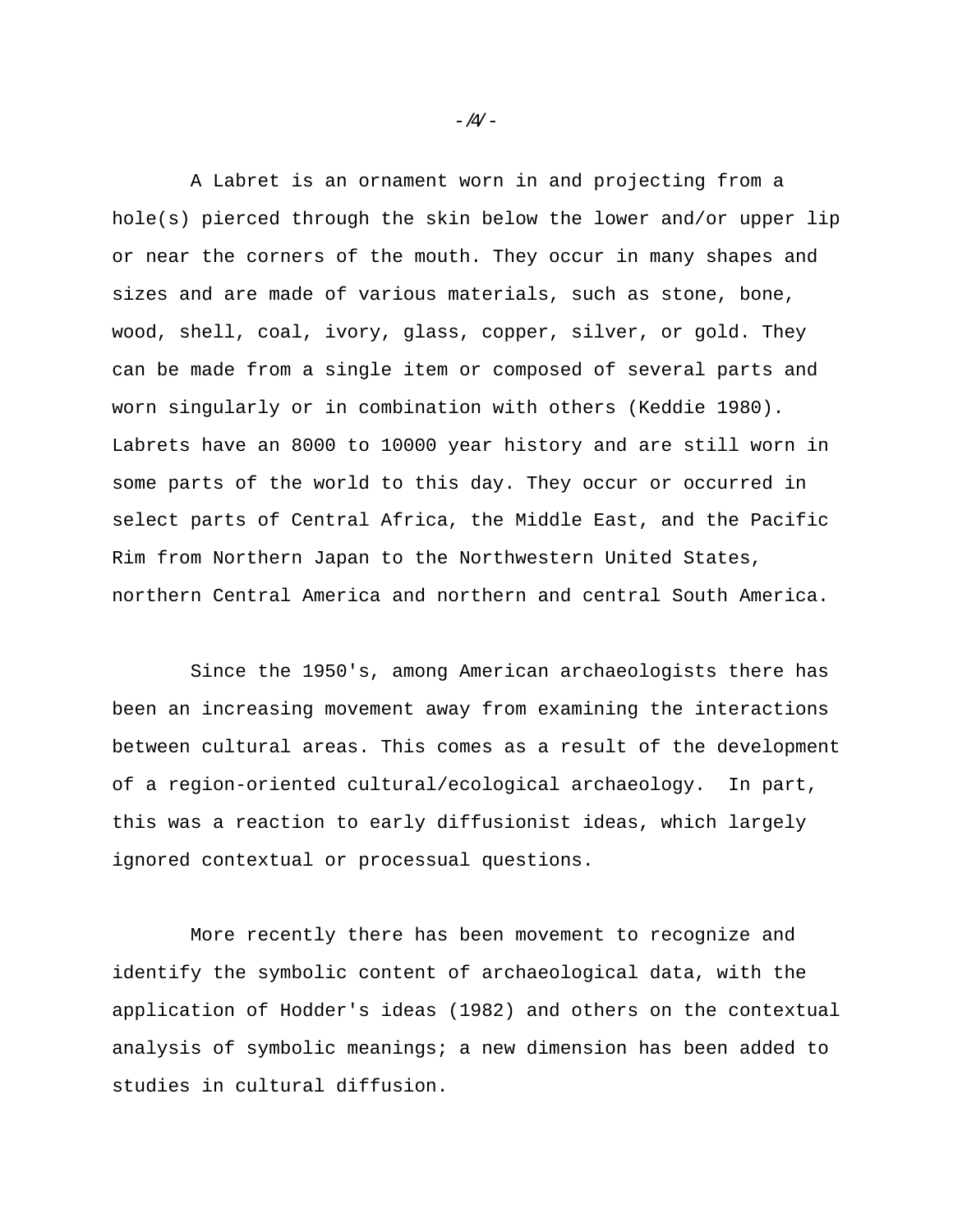A Labret is an ornament worn in and projecting from a hole(s) pierced through the skin below the lower and/or upper lip or near the corners of the mouth. They occur in many shapes and sizes and are made of various materials, such as stone, bone, wood, shell, coal, ivory, glass, copper, silver, or gold. They can be made from a single item or composed of several parts and worn singularly or in combination with others (Keddie 1980). Labrets have an 8000 to 10000 year history and are still worn in some parts of the world to this day. They occur or occurred in select parts of Central Africa, the Middle East, and the Pacific Rim from Northern Japan to the Northwestern United States, northern Central America and northern and central South America.

Since the 1950's, among American archaeologists there has been an increasing movement away from examining the interactions between cultural areas. This comes as a result of the development of a region-oriented cultural/ecological archaeology. In part, this was a reaction to early diffusionist ideas, which largely ignored contextual or processual questions.

More recently there has been movement to recognize and identify the symbolic content of archaeological data, with the application of Hodder's ideas (1982) and others on the contextual analysis of symbolic meanings; a new dimension has been added to studies in cultural diffusion.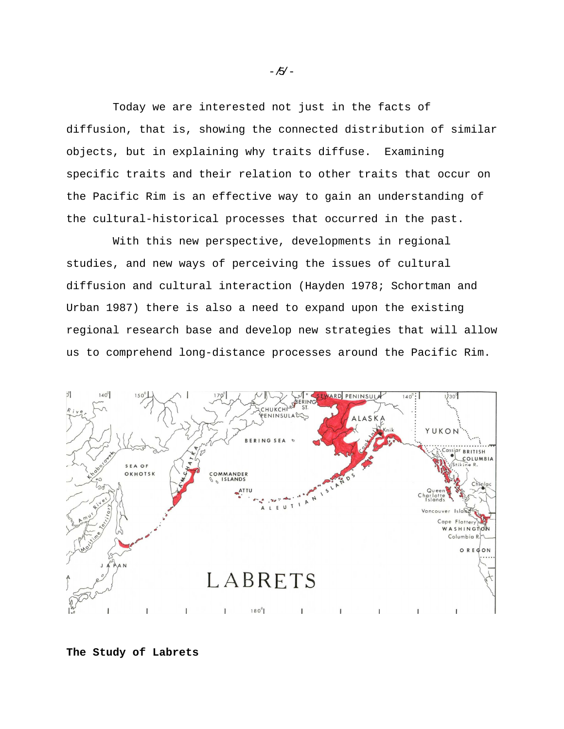Today we are interested not just in the facts of diffusion, that is, showing the connected distribution of similar objects, but in explaining why traits diffuse. Examining specific traits and their relation to other traits that occur on the Pacific Rim is an effective way to gain an understanding of the cultural-historical processes that occurred in the past.

With this new perspective, developments in regional studies, and new ways of perceiving the issues of cultural diffusion and cultural interaction (Hayden 1978; Schortman and Urban 1987) there is also a need to expand upon the existing regional research base and develop new strategies that will allow us to comprehend long-distance processes around the Pacific Rim.

LABRETS

**The Study of Labrets**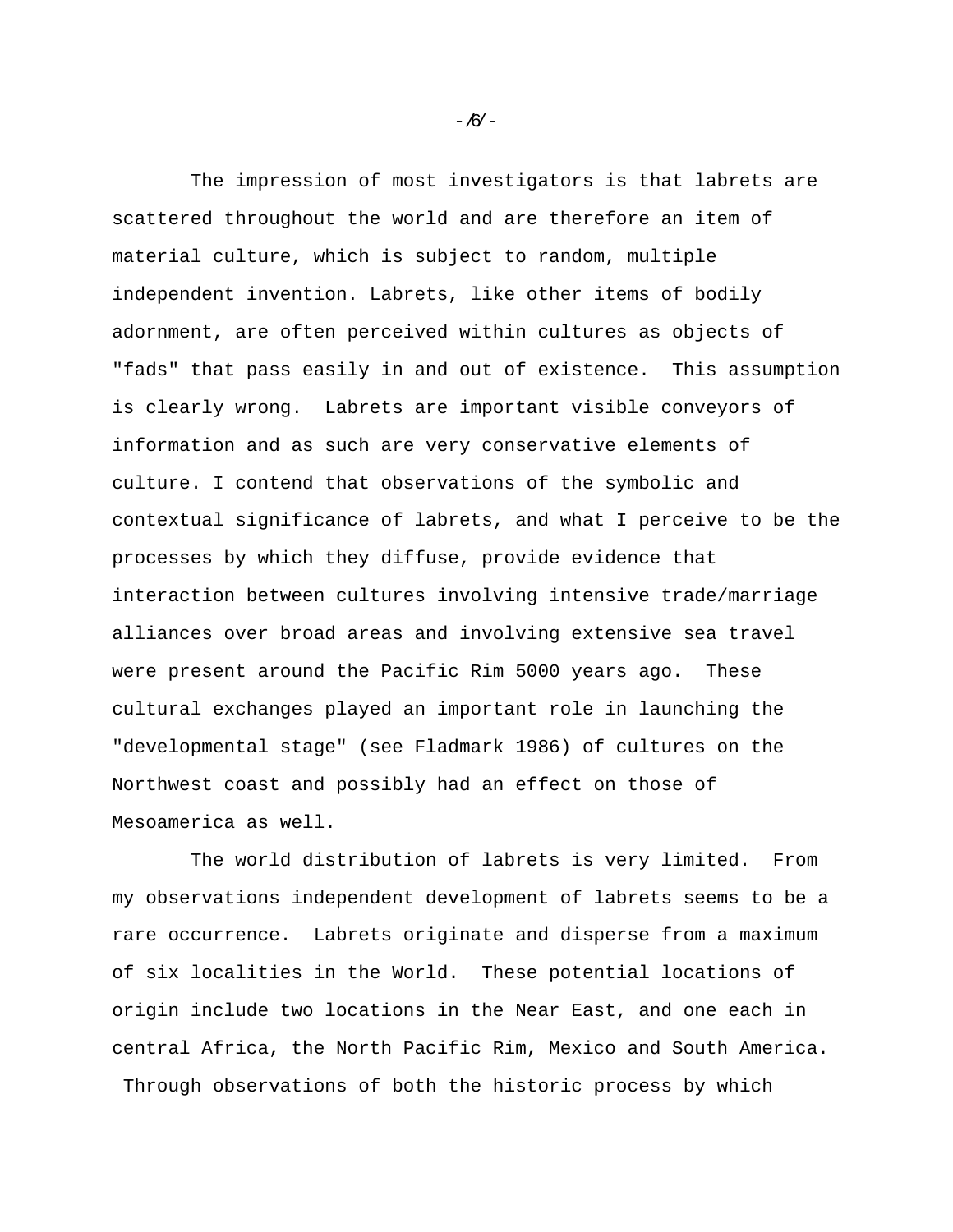The impression of most investigators is that labrets are scattered throughout the world and are therefore an item of material culture, which is subject to random, multiple independent invention. Labrets, like other items of bodily adornment, are often perceived within cultures as objects of "fads" that pass easily in and out of existence. This assumption is clearly wrong. Labrets are important visible conveyors of information and as such are very conservative elements of culture. I contend that observations of the symbolic and contextual significance of labrets, and what I perceive to be the processes by which they diffuse, provide evidence that interaction between cultures involving intensive trade/marriage alliances over broad areas and involving extensive sea travel were present around the Pacific Rim 5000 years ago. These cultural exchanges played an important role in launching the "developmental stage" (see Fladmark 1986) of cultures on the Northwest coast and possibly had an effect on those of Mesoamerica as well.

The world distribution of labrets is very limited. From my observations independent development of labrets seems to be a rare occurrence. Labrets originate and disperse from a maximum of six localities in the World. These potential locations of origin include two locations in the Near East, and one each in central Africa, the North Pacific Rim, Mexico and South America. Through observations of both the historic process by which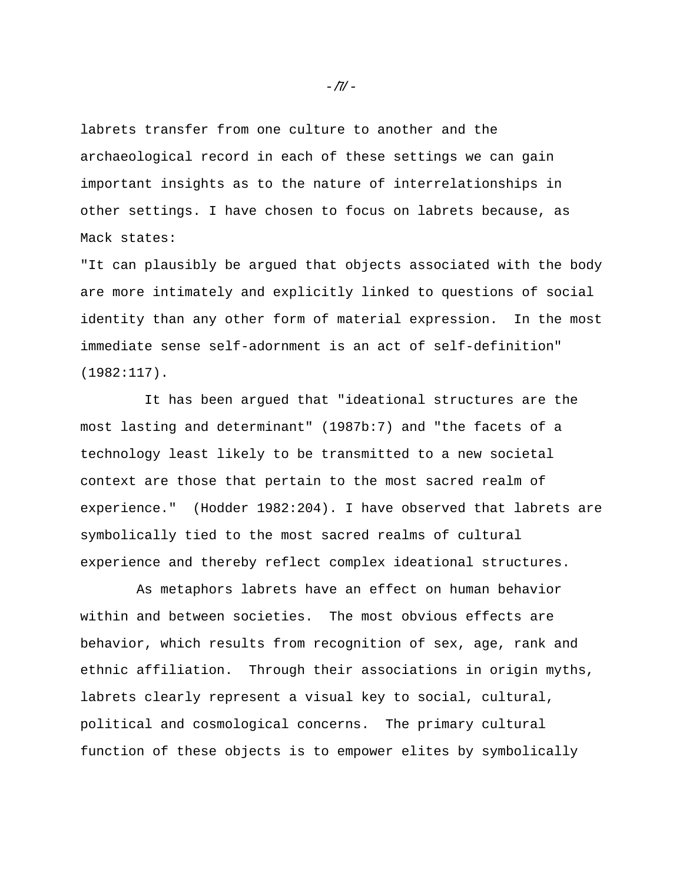labrets transfer from one culture to another and the archaeological record in each of these settings we can gain important insights as to the nature of interrelationships in other settings. I have chosen to focus on labrets because, as Mack states:

"It can plausibly be argued that objects associated with the body are more intimately and explicitly linked to questions of social identity than any other form of material expression. In the most immediate sense self-adornment is an act of self-definition" (1982:117).

It has been argued that "ideational structures are the most lasting and determinant" (1987b:7) and "the facets of a technology least likely to be transmitted to a new societal context are those that pertain to the most sacred realm of experience." (Hodder 1982:204). I have observed that labrets are symbolically tied to the most sacred realms of cultural experience and thereby reflect complex ideational structures.

As metaphors labrets have an effect on human behavior within and between societies. The most obvious effects are behavior, which results from recognition of sex, age, rank and ethnic affiliation. Through their associations in origin myths, labrets clearly represent a visual key to social, cultural, political and cosmological concerns. The primary cultural function of these objects is to empower elites by symbolically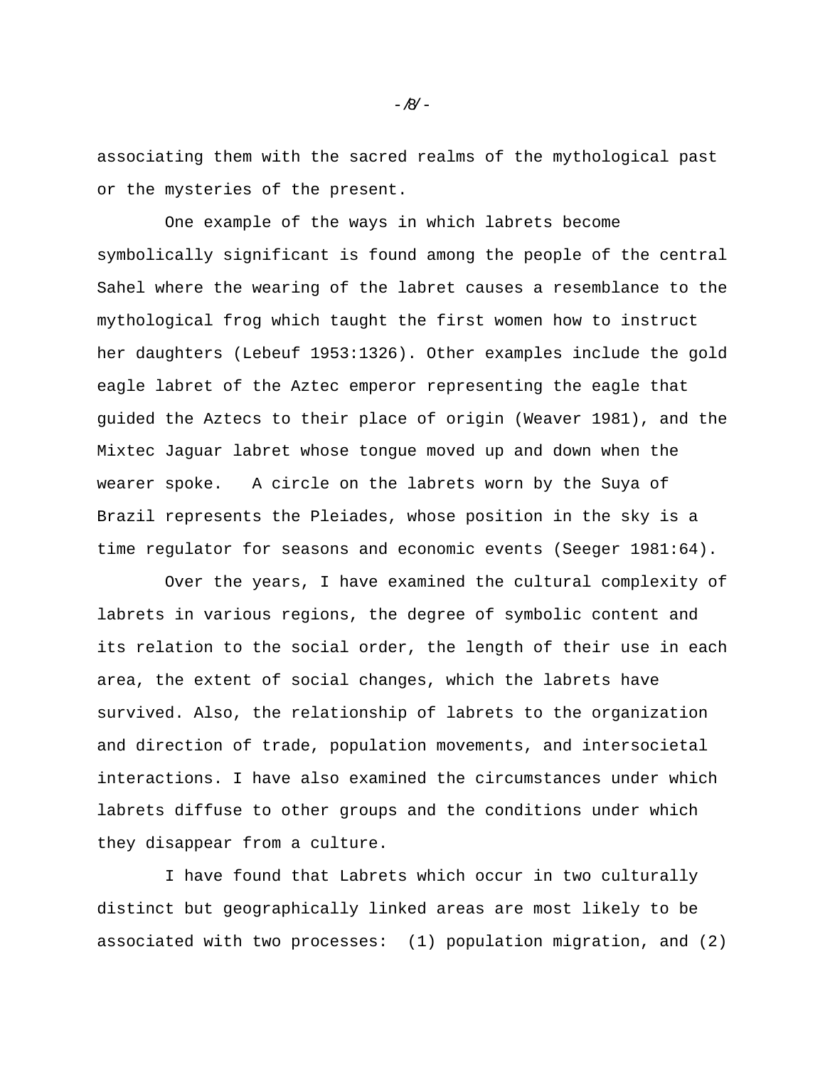associating them with the sacred realms of the mythological past or the mysteries of the present.

One example of the ways in which labrets become symbolically significant is found among the people of the central Sahel where the wearing of the labret causes a resemblance to the mythological frog which taught the first women how to instruct her daughters (Lebeuf 1953:1326). Other examples include the gold eagle labret of the Aztec emperor representing the eagle that guided the Aztecs to their place of origin (Weaver 1981), and the Mixtec Jaguar labret whose tongue moved up and down when the wearer spoke. A circle on the labrets worn by the Suya of Brazil represents the Pleiades, whose position in the sky is a time regulator for seasons and economic events (Seeger 1981:64).

Over the years, I have examined the cultural complexity of labrets in various regions, the degree of symbolic content and its relation to the social order, the length of their use in each area, the extent of social changes, which the labrets have survived. Also, the relationship of labrets to the organization and direction of trade, population movements, and intersocietal interactions. I have also examined the circumstances under which labrets diffuse to other groups and the conditions under which they disappear from a culture.

I have found that Labrets which occur in two culturally distinct but geographically linked areas are most likely to be associated with two processes: (1) population migration, and (2)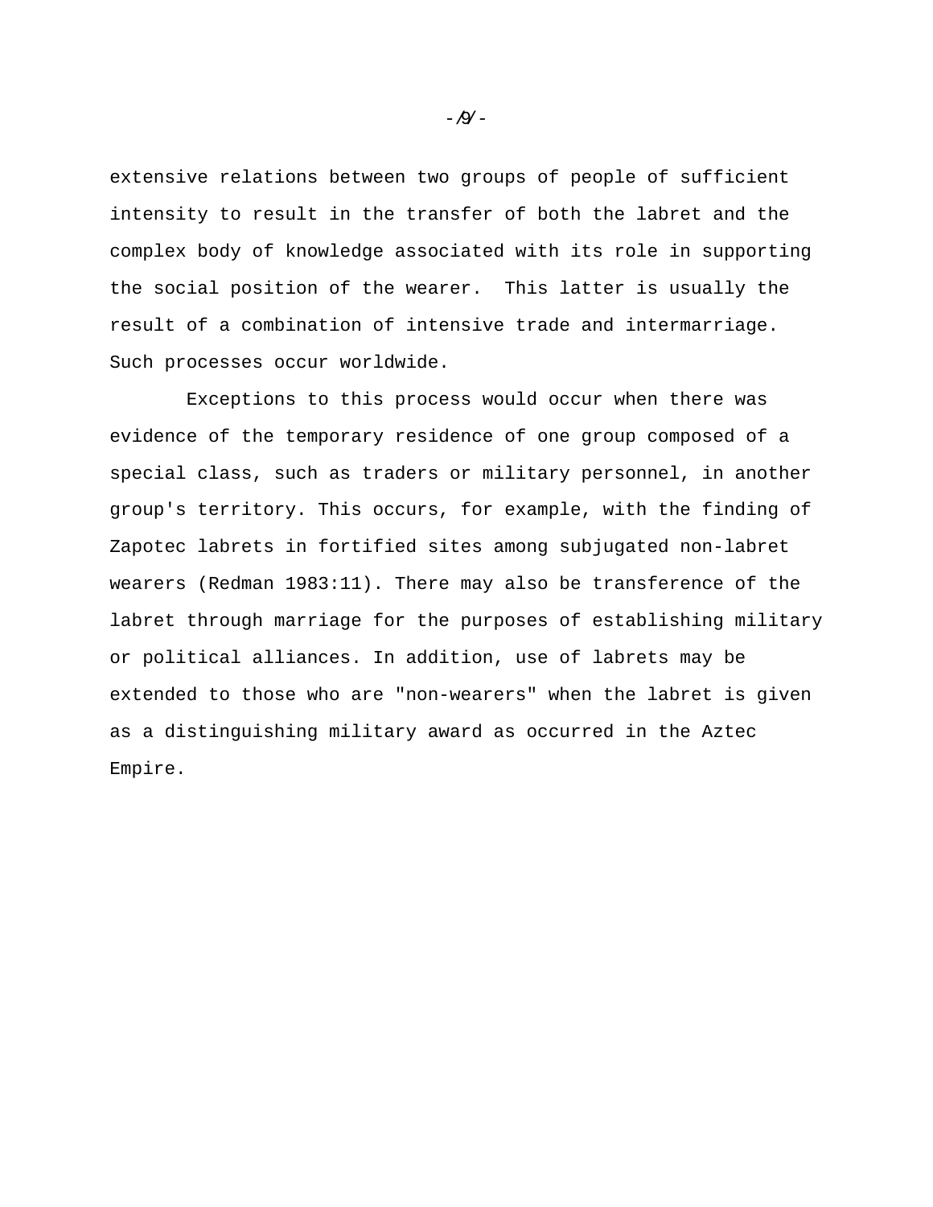extensive relations between two groups of people of sufficient intensity to result in the transfer of both the labret and the complex body of knowledge associated with its role in supporting the social position of the wearer. This latter is usually the result of a combination of intensive trade and intermarriage. Such processes occur worldwide.

Exceptions to this process would occur when there was evidence of the temporary residence of one group composed of a special class, such as traders or military personnel, in another group's territory. This occurs, for example, with the finding of Zapotec labrets in fortified sites among subjugated non-labret wearers (Redman 1983:11). There may also be transference of the labret through marriage for the purposes of establishing military or political alliances. In addition, use of labrets may be extended to those who are "non-wearers" when the labret is given as a distinguishing military award as occurred in the Aztec Empire.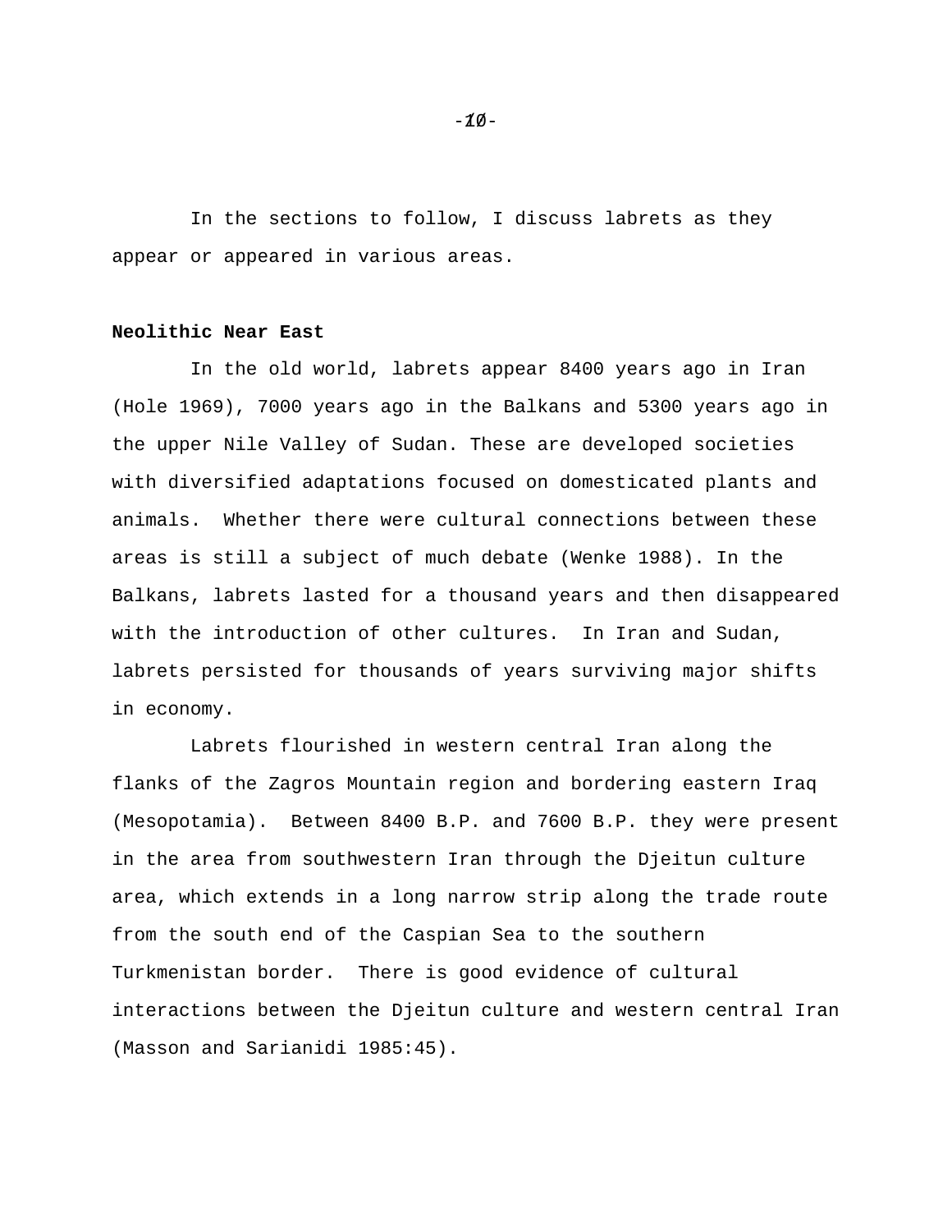In the sections to follow, I discuss labrets as they appear or appeared in various areas.

**Neolithic Near East**

In the old world, labrets appear 8400 years ago in Iran (Hole 1969), 7000 years ago in the Balkans and 5300 years ago in the upper Nile Valley of Sudan. These are developed societies with diversified adaptations focused on domesticated plants and animals. Whether there were cultural connections between these areas is still a subject of much debate (Wenke 1988). In the Balkans, labrets lasted for a thousand years and then disappeared with the introduction of other cultures. In Iran and Sudan, labrets persisted for thousands of years surviving major shifts in economy.

Labrets flourished in western central Iran along the flanks of the Zagros Mountain region and bordering eastern Iraq (Mesopotamia). Between 8400 B.P. and 7600 B.P. they were present in the area from southwestern Iran through the Djeitun culture area, which extends in a long narrow strip along the trade route from the south end of the Caspian Sea to the southern Turkmenistan border. There is good evidence of cultural interactions between the Djeitun culture and western central Iran (Masson and Sarianidi 1985:45).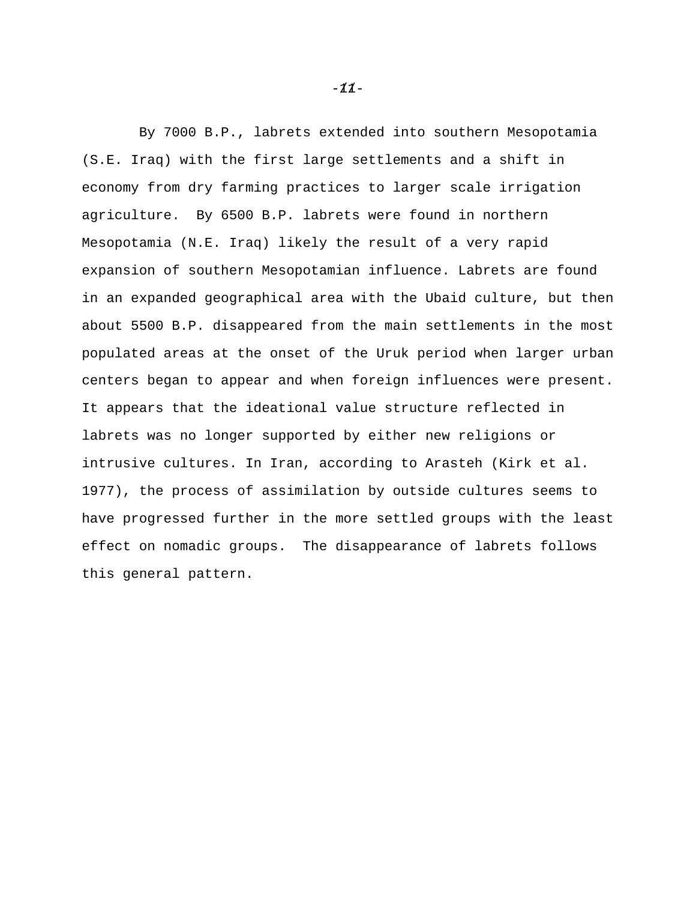By 7000 B.P., labrets extended into southern Mesopotamia (S.E. Iraq) with the first large settlements and a shift in economy from dry farming practices to larger scale irrigation agriculture. By 6500 B.P. labrets were found in northern Mesopotamia (N.E. Iraq) likely the result of a very rapid expansion of southern Mesopotamian influence. Labrets are found in an expanded geographical area with the Ubaid culture, but then about 5500 B.P. disappeared from the main settlements in the most populated areas at the onset of the Uruk period when larger urban centers began to appear and when foreign influences were present. It appears that the ideational value structure reflected in labrets was no longer supported by either new religions or intrusive cultures. In Iran, according to Arasteh (Kirk et al. 1977), the process of assimilation by outside cultures seems to have progressed further in the more settled groups with the least effect on nomadic groups. The disappearance of labrets follows this general pattern.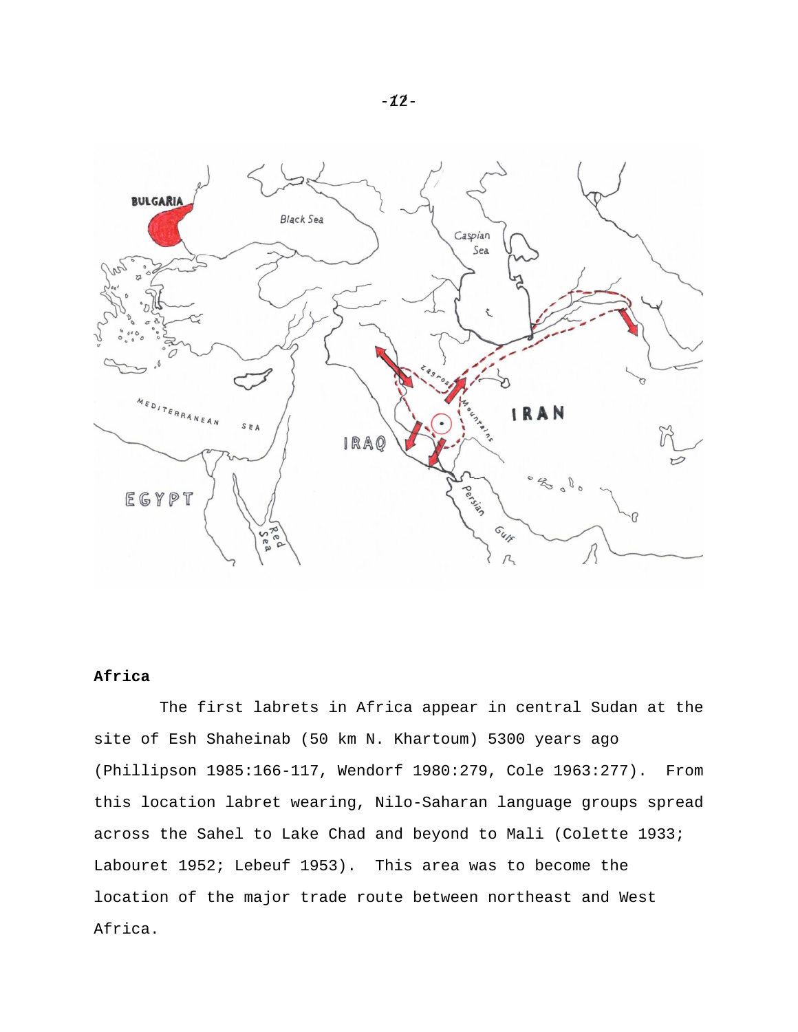BULGARIA

Black Sea

Caspian Sea

MEDITERRANEAN SEA

Zagros Mountains

IRAN

IRAQ

EGYPT

Red Sea

Persian Gulf

**Africa**

The first labrets in Africa appear in central Sudan at the site of Esh Shaheinab (50 km N. Khartoum) 5300 years ago (Phillipson 1985:166-117, Wendorf 1980:279, Cole 1963:277). From this location labret wearing, Nilo-Saharan language groups spread across the Sahel to Lake Chad and beyond to Mali (Colette 1933; Labouret 1952; Lebeuf 1953). This area was to become the location of the major trade route between northeast and West Africa.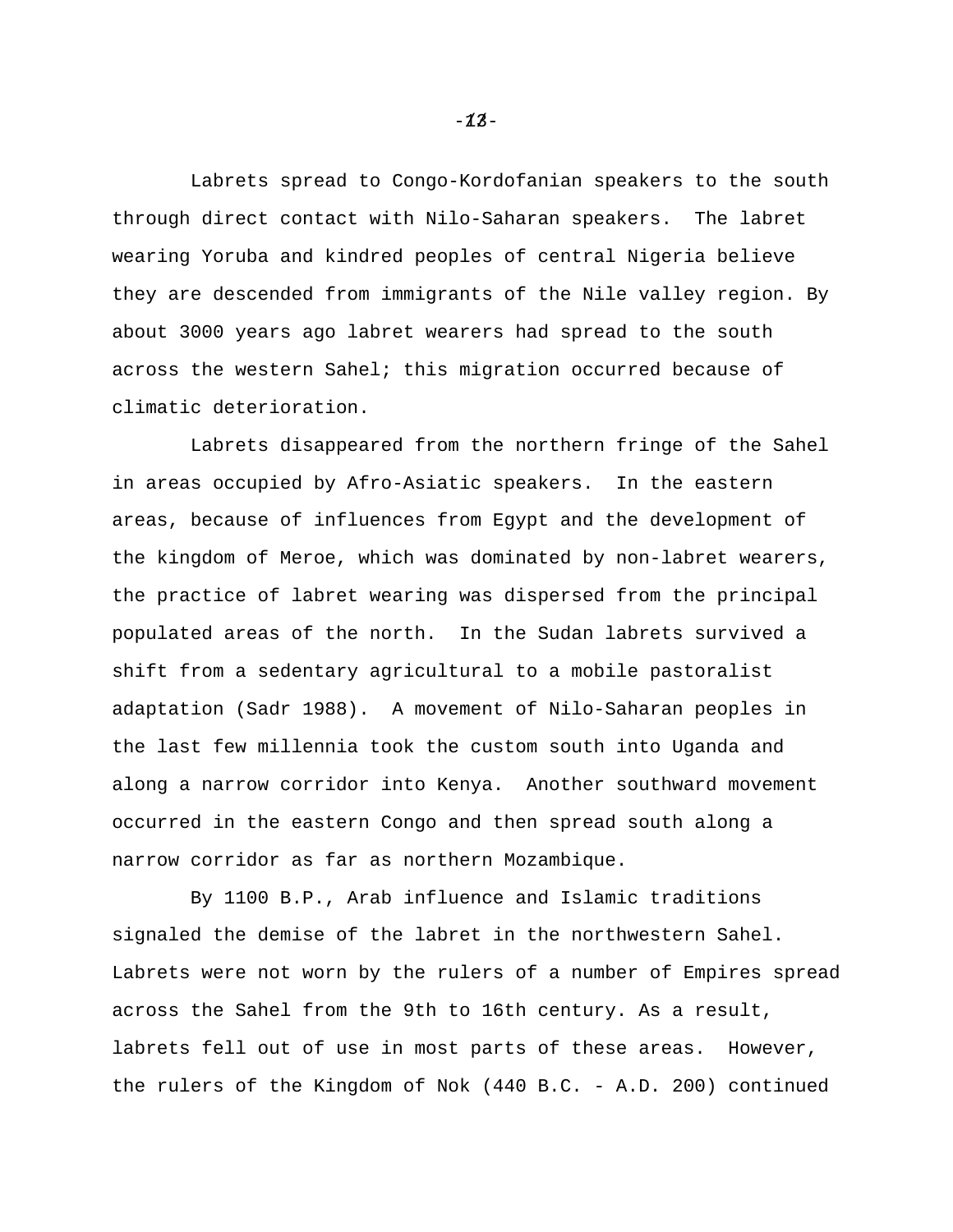Labrets spread to Congo-Kordofanian speakers to the south through direct contact with Nilo-Saharan speakers. The labret wearing Yoruba and kindred peoples of central Nigeria believe they are descended from immigrants of the Nile valley region. By about 3000 years ago labret wearers had spread to the south across the western Sahel; this migration occurred because of climatic deterioration.

Labrets disappeared from the northern fringe of the Sahel in areas occupied by Afro-Asiatic speakers. In the eastern areas, because of influences from Egypt and the development of the kingdom of Meroe, which was dominated by non-labret wearers, the practice of labret wearing was dispersed from the principal populated areas of the north. In the Sudan labrets survived a shift from a sedentary agricultural to a mobile pastoralist adaptation (Sadr 1988). A movement of Nilo-Saharan peoples in the last few millennia took the custom south into Uganda and along a narrow corridor into Kenya. Another southward movement occurred in the eastern Congo and then spread south along a narrow corridor as far as northern Mozambique.

By 1100 B.P., Arab influence and Islamic traditions signaled the demise of the labret in the northwestern Sahel. Labrets were not worn by the rulers of a number of Empires spread across the Sahel from the 9th to 16th century. As a result, labrets fell out of use in most parts of these areas. However, the rulers of the Kingdom of Nok (440 B.C. - A.D. 200) continued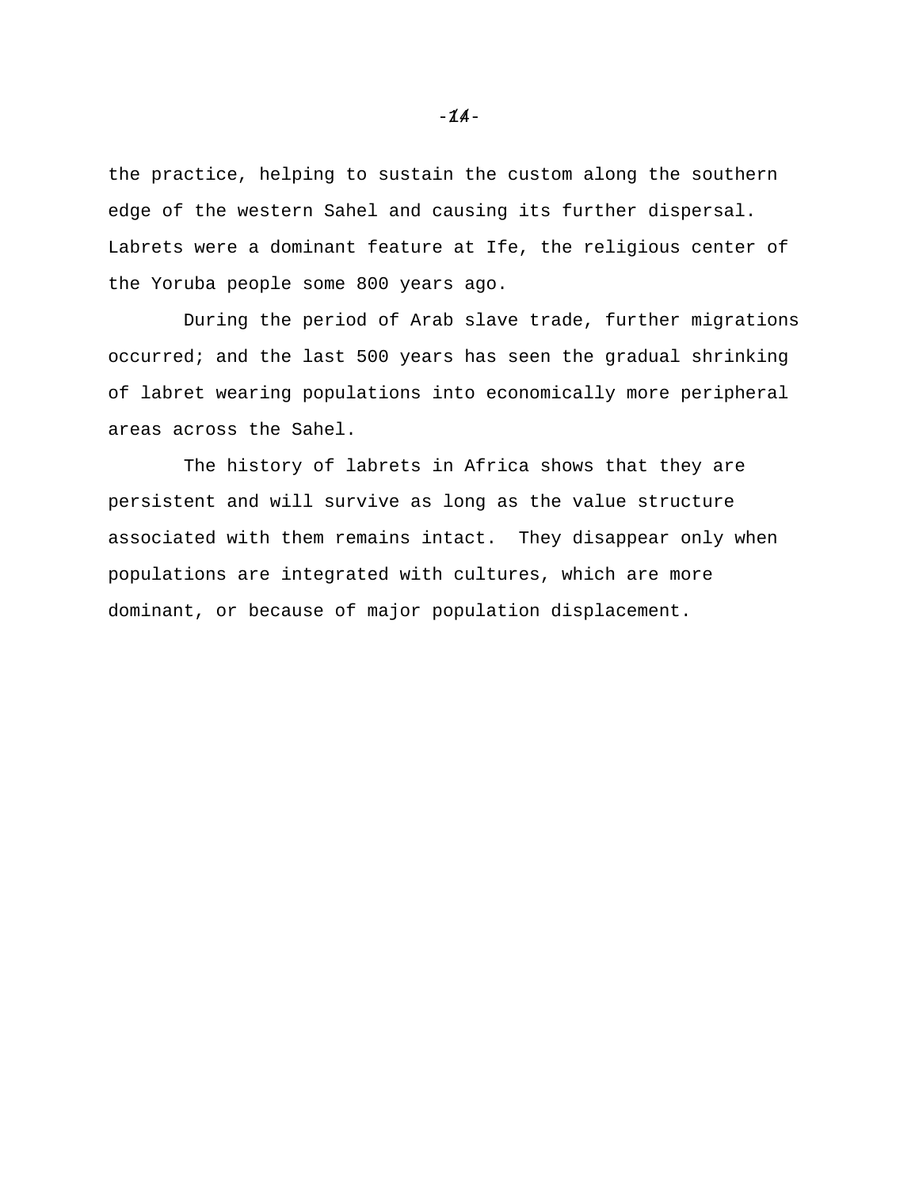the practice, helping to sustain the custom along the southern edge of the western Sahel and causing its further dispersal. Labrets were a dominant feature at Ife, the religious center of the Yoruba people some 800 years ago.

During the period of Arab slave trade, further migrations occurred; and the last 500 years has seen the gradual shrinking of labret wearing populations into economically more peripheral areas across the Sahel.

The history of labrets in Africa shows that they are persistent and will survive as long as the value structure associated with them remains intact. They disappear only when populations are integrated with cultures, which are more dominant, or because of major population displacement.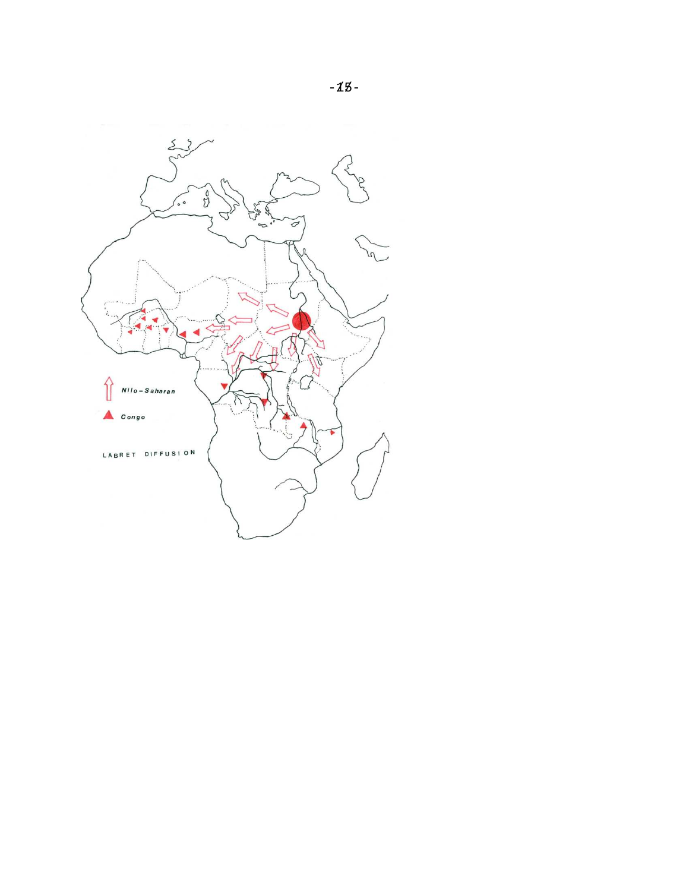Nilo-Saharan

Congo

LABRET DIFFUSION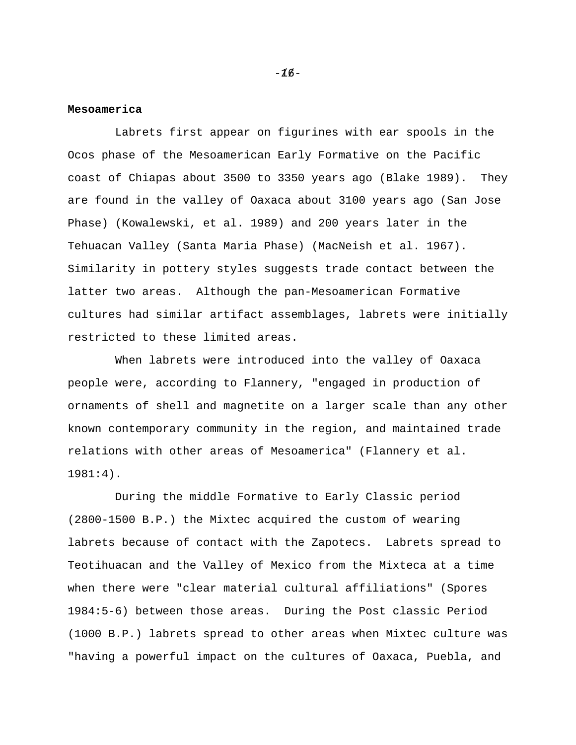**Mesoamerica**

Labrets first appear on figurines with ear spools in the Ocos phase of the Mesoamerican Early Formative on the Pacific coast of Chiapas about 3500 to 3350 years ago (Blake 1989). They are found in the valley of Oaxaca about 3100 years ago (San Jose Phase) (Kowalewski, et al. 1989) and 200 years later in the Tehuacan Valley (Santa Maria Phase) (MacNeish et al. 1967). Similarity in pottery styles suggests trade contact between the latter two areas. Although the pan-Mesoamerican Formative cultures had similar artifact assemblages, labrets were initially restricted to these limited areas.

When labrets were introduced into the valley of Oaxaca people were, according to Flannery, "engaged in production of ornaments of shell and magnetite on a larger scale than any other known contemporary community in the region, and maintained trade relations with other areas of Mesoamerica" (Flannery et al. 1981:4).

During the middle Formative to Early Classic period (2800-1500 B.P.) the Mixtec acquired the custom of wearing labrets because of contact with the Zapotecs. Labrets spread to Teotihuacan and the Valley of Mexico from the Mixteca at a time when there were "clear material cultural affiliations" (Spores 1984:5-6) between those areas. During the Post classic Period (1000 B.P.) labrets spread to other areas when Mixtec culture was "having a powerful impact on the cultures of Oaxaca, Puebla, and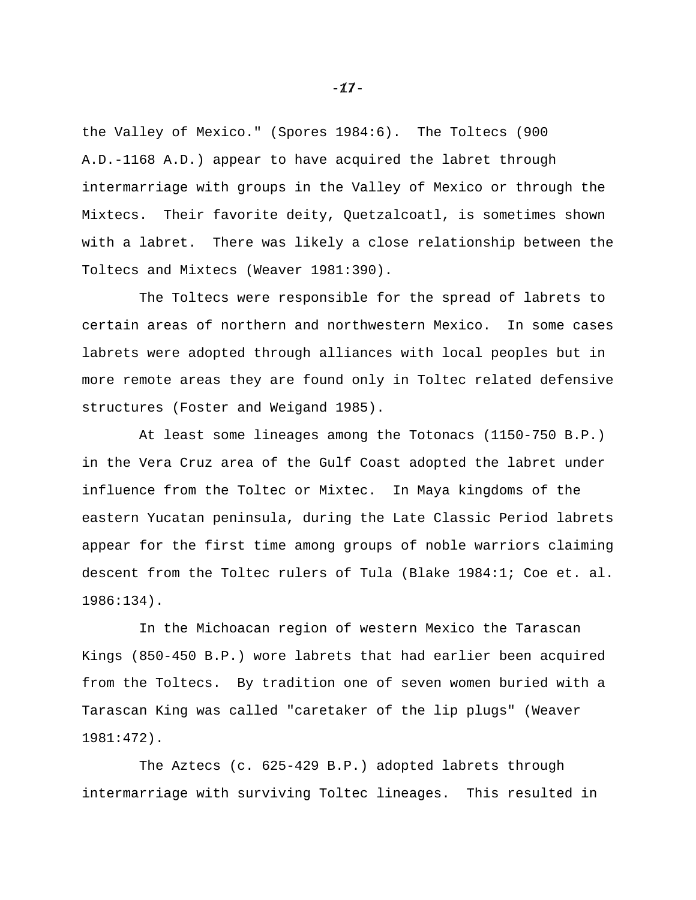the Valley of Mexico." (Spores 1984:6). The Toltecs (900 A.D.-1168 A.D.) appear to have acquired the labret through intermarriage with groups in the Valley of Mexico or through the Mixtecs. Their favorite deity, Quetzalcoatl, is sometimes shown with a labret. There was likely a close relationship between the Toltecs and Mixtecs (Weaver 1981:390).

The Toltecs were responsible for the spread of labrets to certain areas of northern and northwestern Mexico. In some cases labrets were adopted through alliances with local peoples but in more remote areas they are found only in Toltec related defensive structures (Foster and Weigand 1985).

At least some lineages among the Totonacs (1150-750 B.P.) in the Vera Cruz area of the Gulf Coast adopted the labret under influence from the Toltec or Mixtec. In Maya kingdoms of the eastern Yucatan peninsula, during the Late Classic Period labrets appear for the first time among groups of noble warriors claiming descent from the Toltec rulers of Tula (Blake 1984:1; Coe et. al. 1986:134).

In the Michoacan region of western Mexico the Tarascan Kings (850-450 B.P.) wore labrets that had earlier been acquired from the Toltecs. By tradition one of seven women buried with a Tarascan King was called "caretaker of the lip plugs" (Weaver 1981:472).

The Aztecs (c. 625-429 B.P.) adopted labrets through intermarriage with surviving Toltec lineages. This resulted in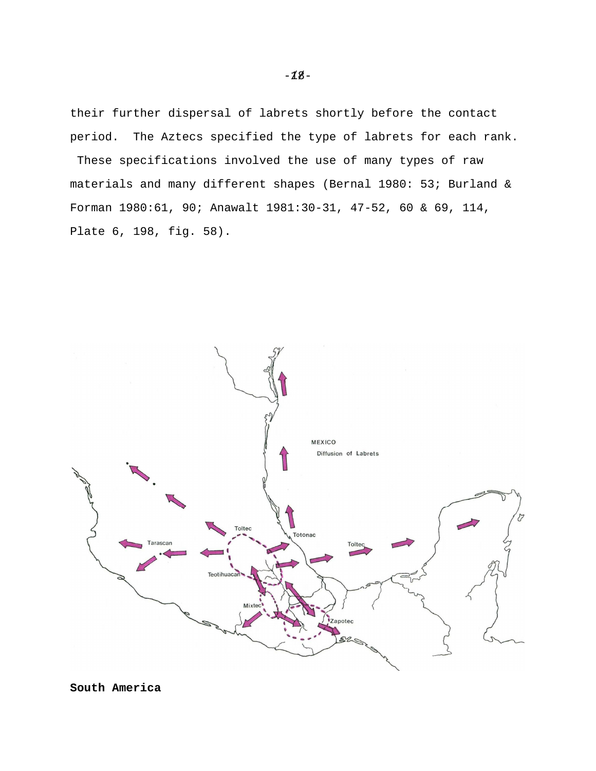their further dispersal of labrets shortly before the contact period. The Aztecs specified the type of labrets for each rank. These specifications involved the use of many types of raw materials and many different shapes (Bernal 1980: 53; Burland & Forman 1980:61, 90; Anawalt 1981:30-31, 47-52, 60 & 69, 114, Plate 6, 198, fig. 58).

MEXICO

Diffusion of Labrets

Toltec

Totonac

Tarascan

Toltec

Teotihuacan

Mixtec

Zapotec

**South America**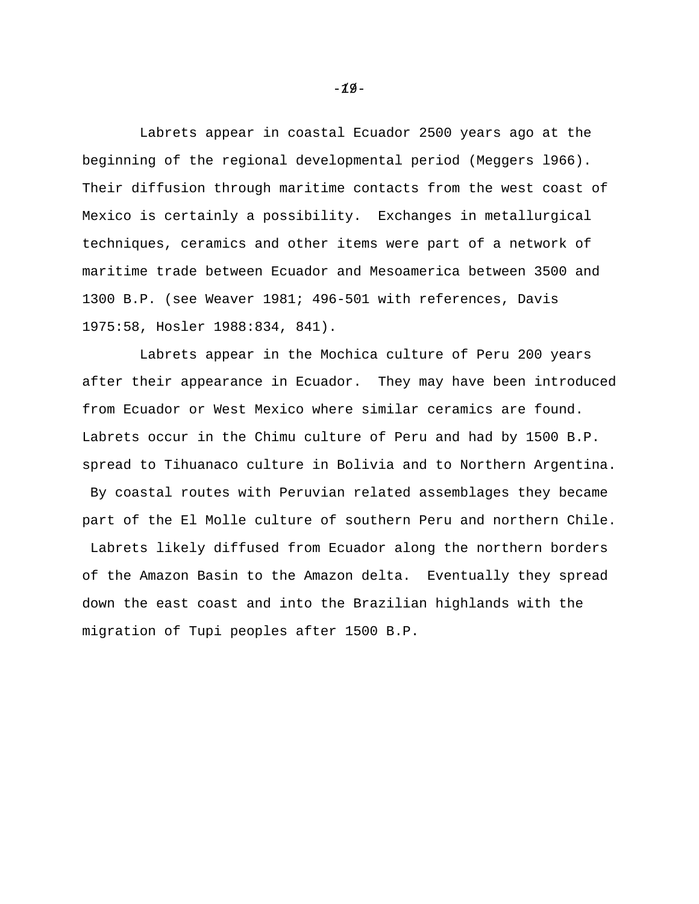Labrets appear in coastal Ecuador 2500 years ago at the beginning of the regional developmental period (Meggers l966). Their diffusion through maritime contacts from the west coast of Mexico is certainly a possibility. Exchanges in metallurgical techniques, ceramics and other items were part of a network of maritime trade between Ecuador and Mesoamerica between 3500 and 1300 B.P. (see Weaver 1981; 496-501 with references, Davis 1975:58, Hosler 1988:834, 841).

Labrets appear in the Mochica culture of Peru 200 years after their appearance in Ecuador. They may have been introduced from Ecuador or West Mexico where similar ceramics are found. Labrets occur in the Chimu culture of Peru and had by 1500 B.P. spread to Tihuanaco culture in Bolivia and to Northern Argentina. By coastal routes with Peruvian related assemblages they became part of the El Molle culture of southern Peru and northern Chile. Labrets likely diffused from Ecuador along the northern borders of the Amazon Basin to the Amazon delta. Eventually they spread down the east coast and into the Brazilian highlands with the migration of Tupi peoples after 1500 B.P.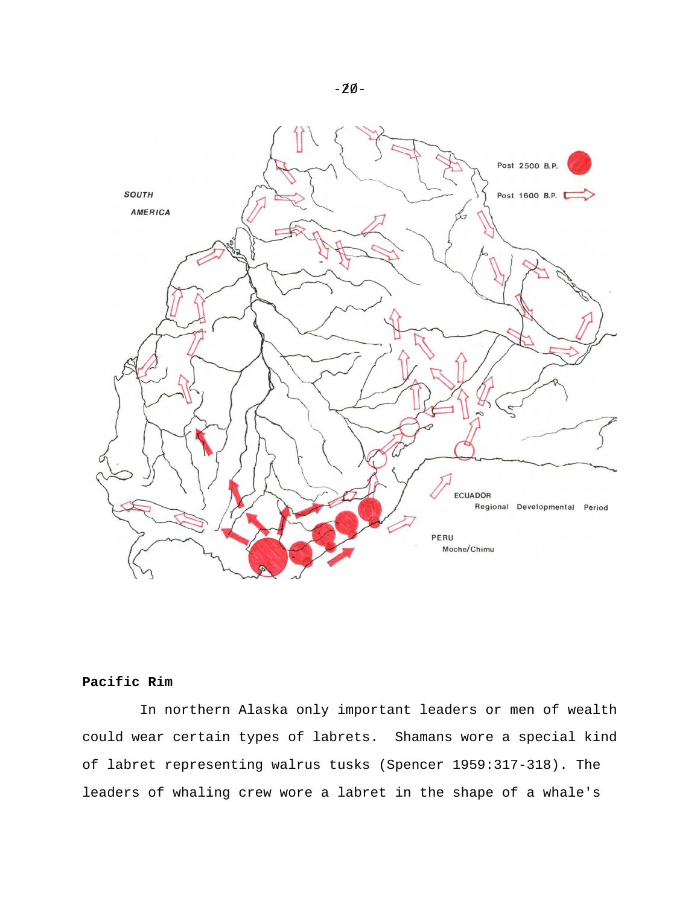SOUTH AMERICA

Post 2500 B.P.

Post 1600 B.P.

ECUADOR

Regional Developmental Period

PERU

Moche/Chimu

**Pacific Rim**

In northern Alaska only important leaders or men of wealth could wear certain types of labrets. Shamans wore a special kind of labret representing walrus tusks (Spencer 1959:317-318). The leaders of whaling crew wore a labret in the shape of a whale's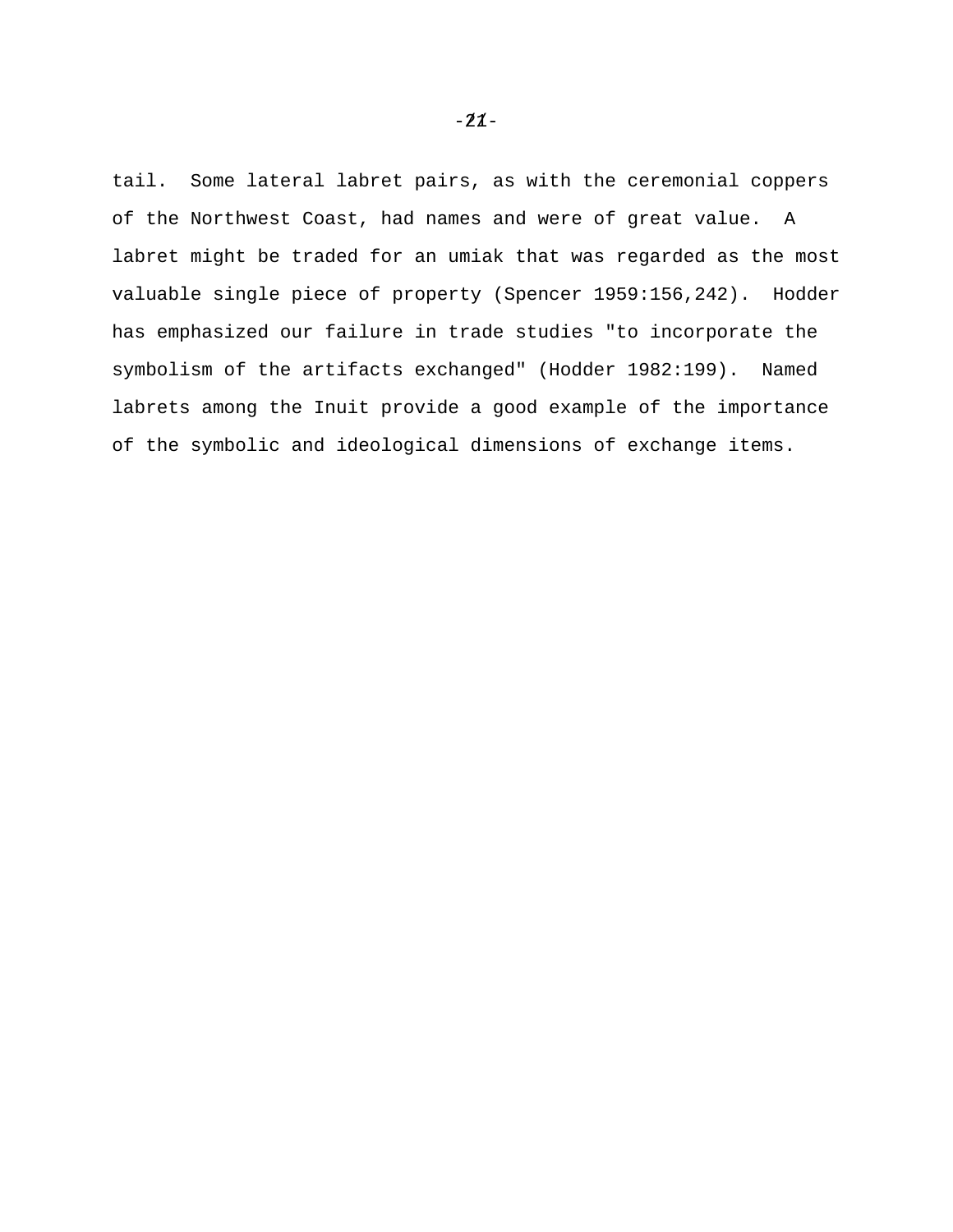tail. Some lateral labret pairs, as with the ceremonial coppers of the Northwest Coast, had names and were of great value. A labret might be traded for an umiak that was regarded as the most valuable single piece of property (Spencer 1959:156,242). Hodder has emphasized our failure in trade studies "to incorporate the symbolism of the artifacts exchanged" (Hodder 1982:199). Named labrets among the Inuit provide a good example of the importance of the symbolic and ideological dimensions of exchange items.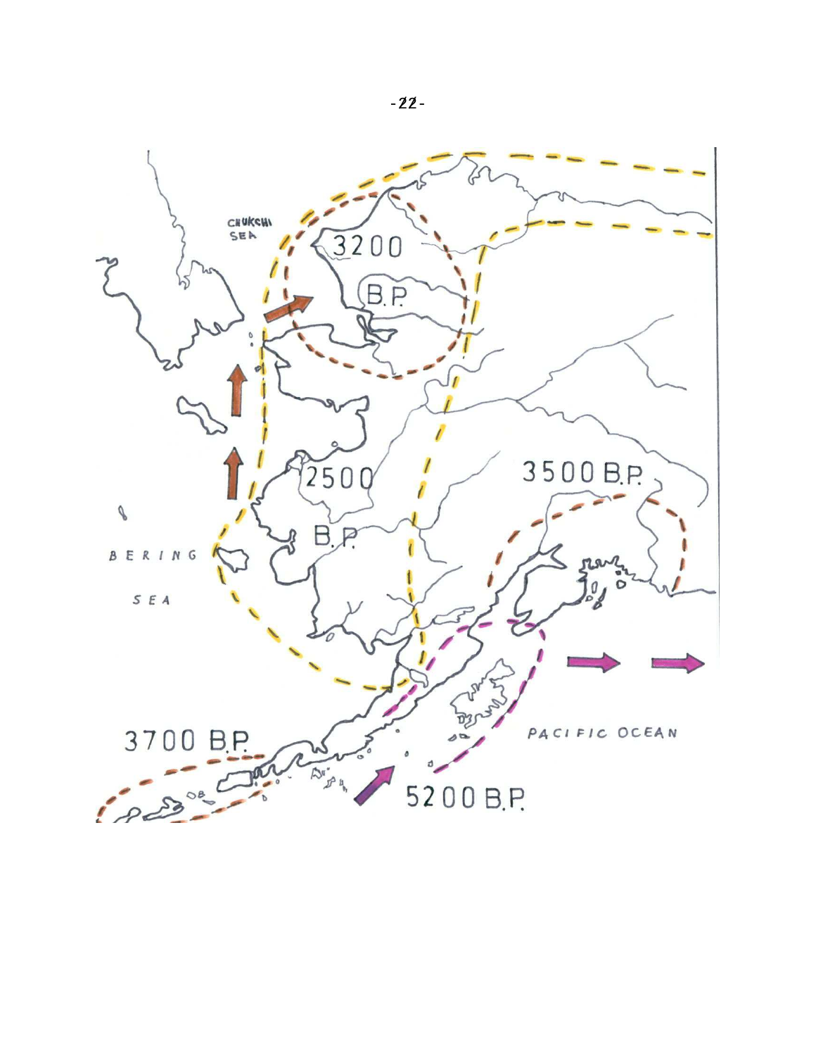CHUKCHI SEA

3200 B.P.

2500 B.P.

3500 B.P.

BERING SEA

PACIFIC OCEAN

3700 B.P.

5200 B.P.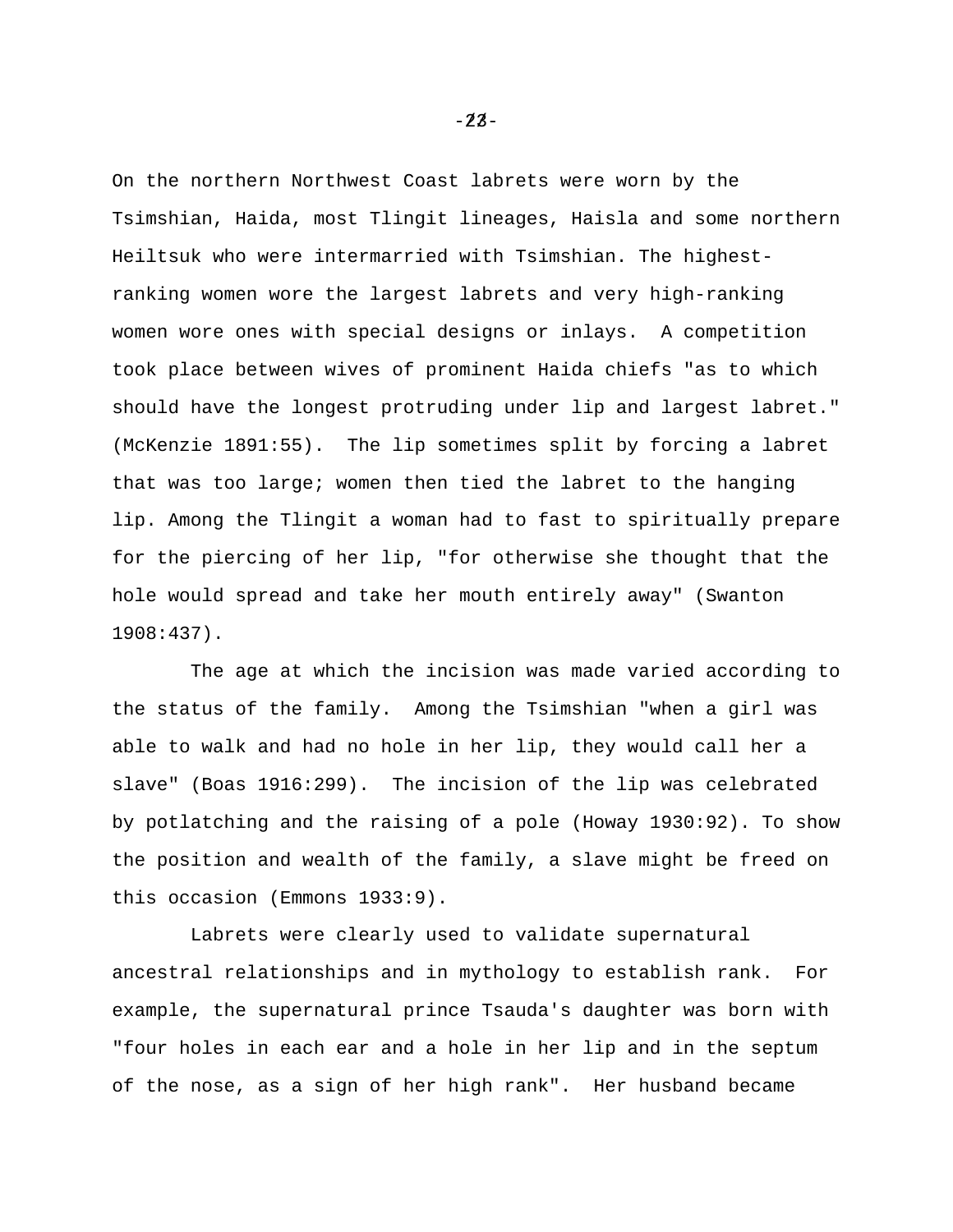On the northern Northwest Coast labrets were worn by the Tsimshian, Haida, most Tlingit lineages, Haisla and some northern Heiltsuk who were intermarried with Tsimshian. The highest-ranking women wore the largest labrets and very high-ranking women wore ones with special designs or inlays. A competition took place between wives of prominent Haida chiefs "as to which should have the longest protruding under lip and largest labret." (McKenzie 1891:55). The lip sometimes split by forcing a labret that was too large; women then tied the labret to the hanging lip. Among the Tlingit a woman had to fast to spiritually prepare for the piercing of her lip, "for otherwise she thought that the hole would spread and take her mouth entirely away" (Swanton 1908:437).

The age at which the incision was made varied according to the status of the family. Among the Tsimshian "when a girl was able to walk and had no hole in her lip, they would call her a slave" (Boas 1916:299). The incision of the lip was celebrated by potlatching and the raising of a pole (Howay 1930:92). To show the position and wealth of the family, a slave might be freed on this occasion (Emmons 1933:9).

Labrets were clearly used to validate supernatural ancestral relationships and in mythology to establish rank. For example, the supernatural prince Tsauda's daughter was born with "four holes in each ear and a hole in her lip and in the septum of the nose, as a sign of her high rank". Her husband became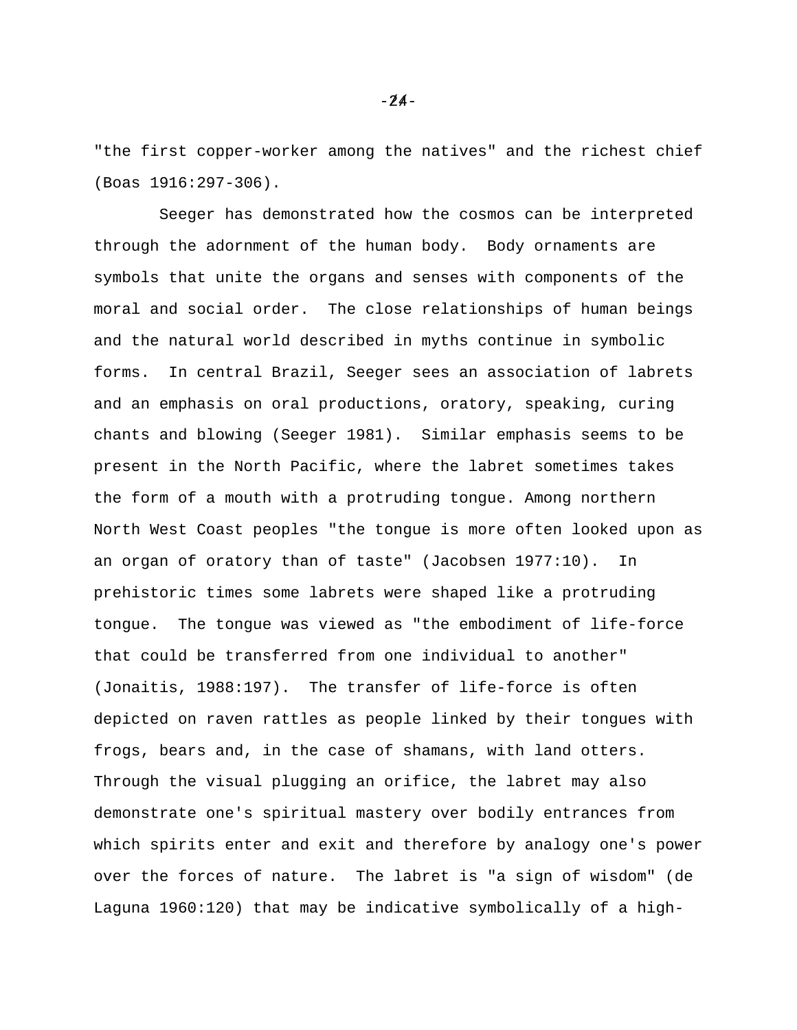"the first copper-worker among the natives" and the richest chief (Boas 1916:297-306).

Seeger has demonstrated how the cosmos can be interpreted through the adornment of the human body. Body ornaments are symbols that unite the organs and senses with components of the moral and social order. The close relationships of human beings and the natural world described in myths continue in symbolic forms. In central Brazil, Seeger sees an association of labrets and an emphasis on oral productions, oratory, speaking, curing chants and blowing (Seeger 1981). Similar emphasis seems to be present in the North Pacific, where the labret sometimes takes the form of a mouth with a protruding tongue. Among northern North West Coast peoples "the tongue is more often looked upon as an organ of oratory than of taste" (Jacobsen 1977:10). In prehistoric times some labrets were shaped like a protruding tongue. The tongue was viewed as "the embodiment of life-force that could be transferred from one individual to another" (Jonaitis, 1988:197). The transfer of life-force is often depicted on raven rattles as people linked by their tongues with frogs, bears and, in the case of shamans, with land otters. Through the visual plugging an orifice, the labret may also demonstrate one's spiritual mastery over bodily entrances from which spirits enter and exit and therefore by analogy one's power over the forces of nature. The labret is "a sign of wisdom" (de Laguna 1960:120) that may be indicative symbolically of a high-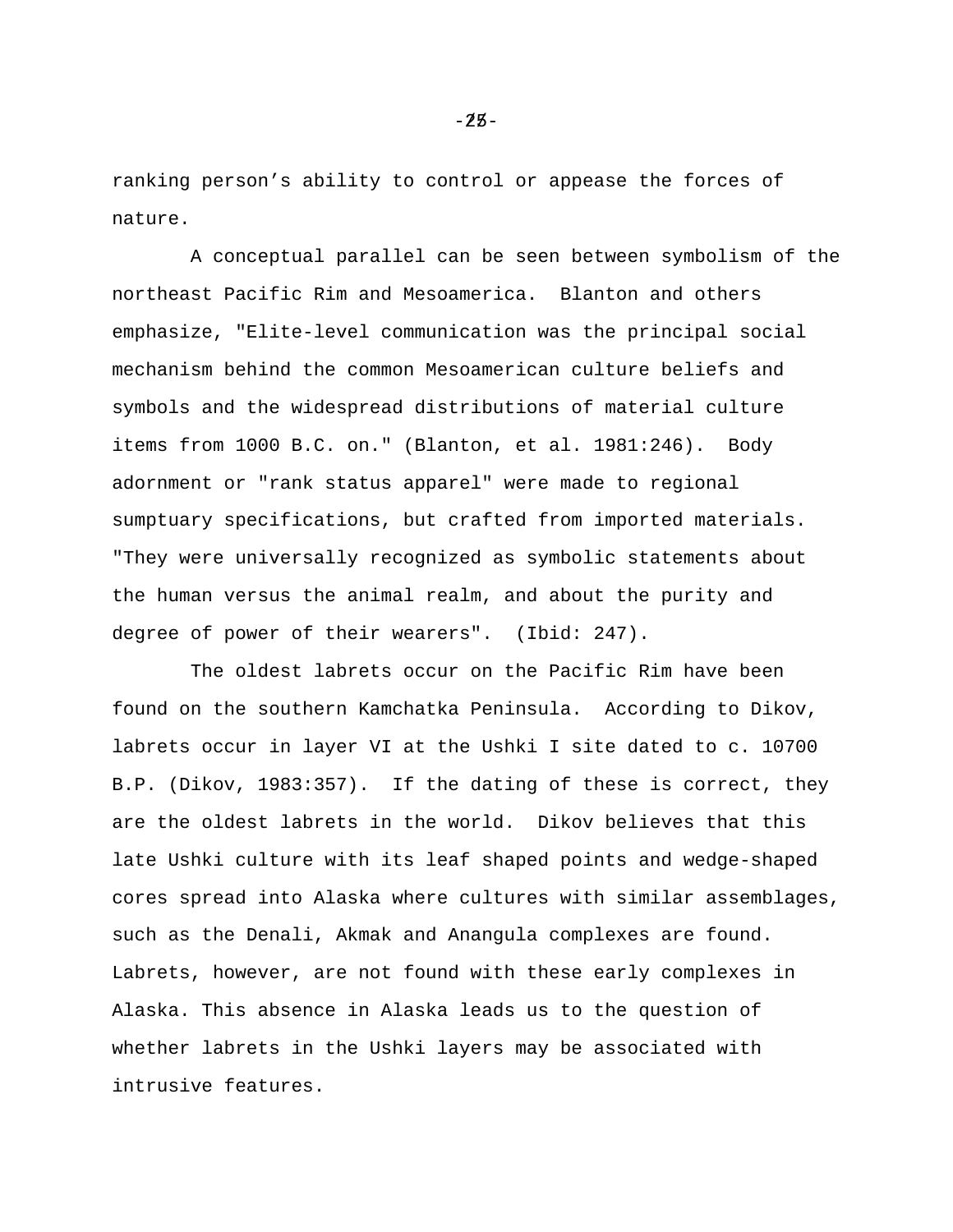ranking person’s ability to control or appease the forces of nature.

A conceptual parallel can be seen between symbolism of the northeast Pacific Rim and Mesoamerica. Blanton and others emphasize, "Elite-level communication was the principal social mechanism behind the common Mesoamerican culture beliefs and symbols and the widespread distributions of material culture items from 1000 B.C. on." (Blanton, et al. 1981:246). Body adornment or "rank status apparel" were made to regional sumptuary specifications, but crafted from imported materials. "They were universally recognized as symbolic statements about the human versus the animal realm, and about the purity and degree of power of their wearers". (Ibid: 247).

The oldest labrets occur on the Pacific Rim have been found on the southern Kamchatka Peninsula. According to Dikov, labrets occur in layer VI at the Ushki I site dated to c. 10700 B.P. (Dikov, 1983:357). If the dating of these is correct, they are the oldest labrets in the world. Dikov believes that this late Ushki culture with its leaf shaped points and wedge-shaped cores spread into Alaska where cultures with similar assemblages, such as the Denali, Akmak and Anangula complexes are found. Labrets, however, are not found with these early complexes in Alaska. This absence in Alaska leads us to the question of whether labrets in the Ushki layers may be associated with intrusive features.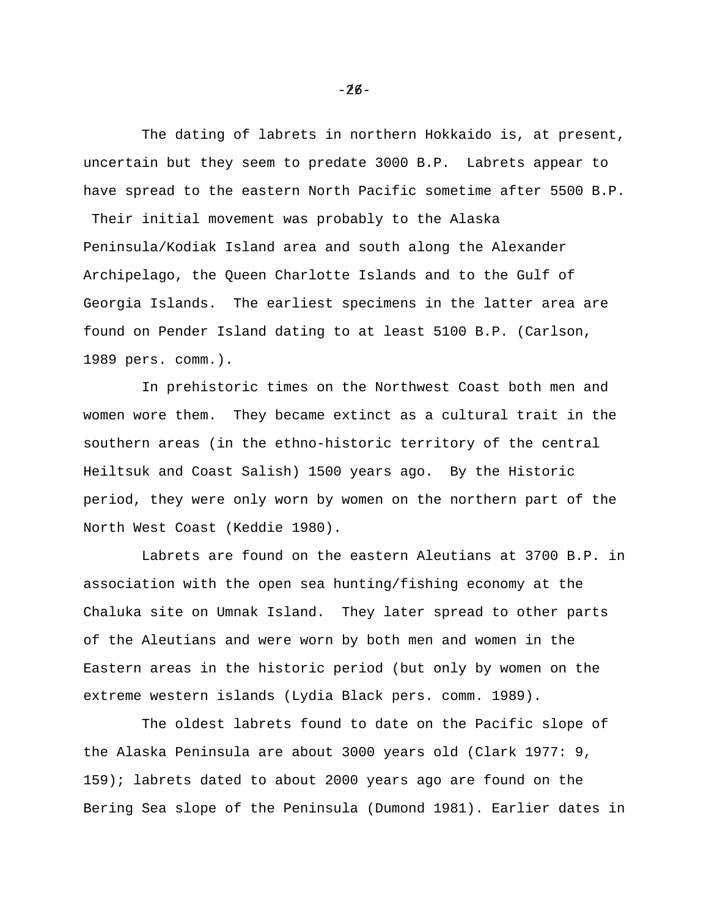The dating of labrets in northern Hokkaido is, at present, uncertain but they seem to predate 3000 B.P. Labrets appear to have spread to the eastern North Pacific sometime after 5500 B.P. Their initial movement was probably to the Alaska Peninsula/Kodiak Island area and south along the Alexander Archipelago, the Queen Charlotte Islands and to the Gulf of Georgia Islands. The earliest specimens in the latter area are found on Pender Island dating to at least 5100 B.P. (Carlson, 1989 pers. comm.).

In prehistoric times on the Northwest Coast both men and women wore them. They became extinct as a cultural trait in the southern areas (in the ethno-historic territory of the central Heiltsuk and Coast Salish) 1500 years ago. By the Historic period, they were only worn by women on the northern part of the North West Coast (Keddie 1980).

Labrets are found on the eastern Aleutians at 3700 B.P. in association with the open sea hunting/fishing economy at the Chaluka site on Umnak Island. They later spread to other parts of the Aleutians and were worn by both men and women in the Eastern areas in the historic period (but only by women on the extreme western islands (Lydia Black pers. comm. 1989).

The oldest labrets found to date on the Pacific slope of the Alaska Peninsula are about 3000 years old (Clark 1977: 9, 159); labrets dated to about 2000 years ago are found on the Bering Sea slope of the Peninsula (Dumond 1981). Earlier dates in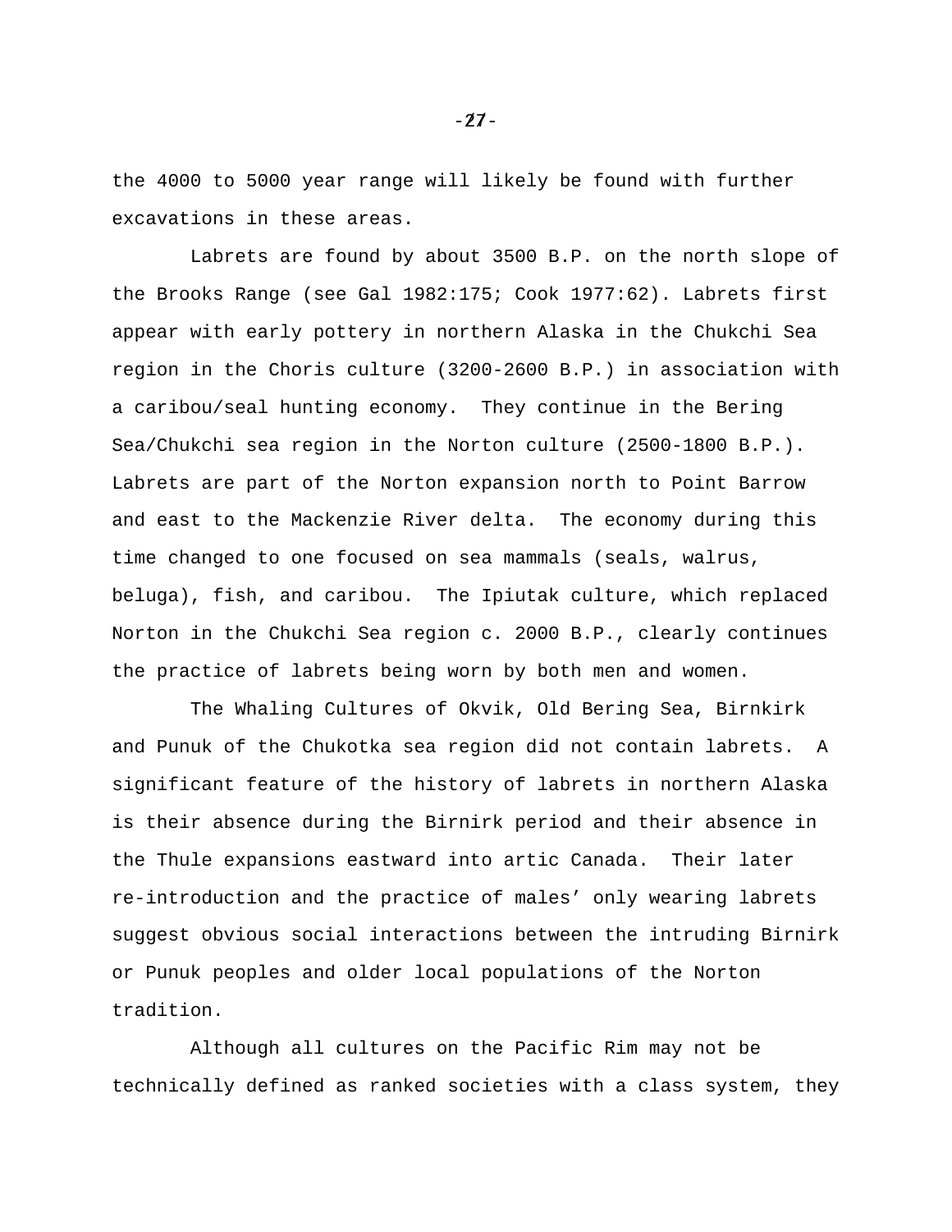the 4000 to 5000 year range will likely be found with further excavations in these areas.

Labrets are found by about 3500 B.P. on the north slope of the Brooks Range (see Gal 1982:175; Cook 1977:62). Labrets first appear with early pottery in northern Alaska in the Chukchi Sea region in the Choris culture (3200-2600 B.P.) in association with a caribou/seal hunting economy. They continue in the Bering Sea/Chukchi sea region in the Norton culture (2500-1800 B.P.). Labrets are part of the Norton expansion north to Point Barrow and east to the Mackenzie River delta. The economy during this time changed to one focused on sea mammals (seals, walrus, beluga), fish, and caribou. The Ipiutak culture, which replaced Norton in the Chukchi Sea region c. 2000 B.P., clearly continues the practice of labrets being worn by both men and women.

The Whaling Cultures of Okvik, Old Bering Sea, Birnkirk and Punuk of the Chukotka sea region did not contain labrets. A significant feature of the history of labrets in northern Alaska is their absence during the Birnirk period and their absence in the Thule expansions eastward into artic Canada. Their later re-introduction and the practice of males' only wearing labrets suggest obvious social interactions between the intruding Birnirk or Punuk peoples and older local populations of the Norton tradition.

Although all cultures on the Pacific Rim may not be technically defined as ranked societies with a class system, they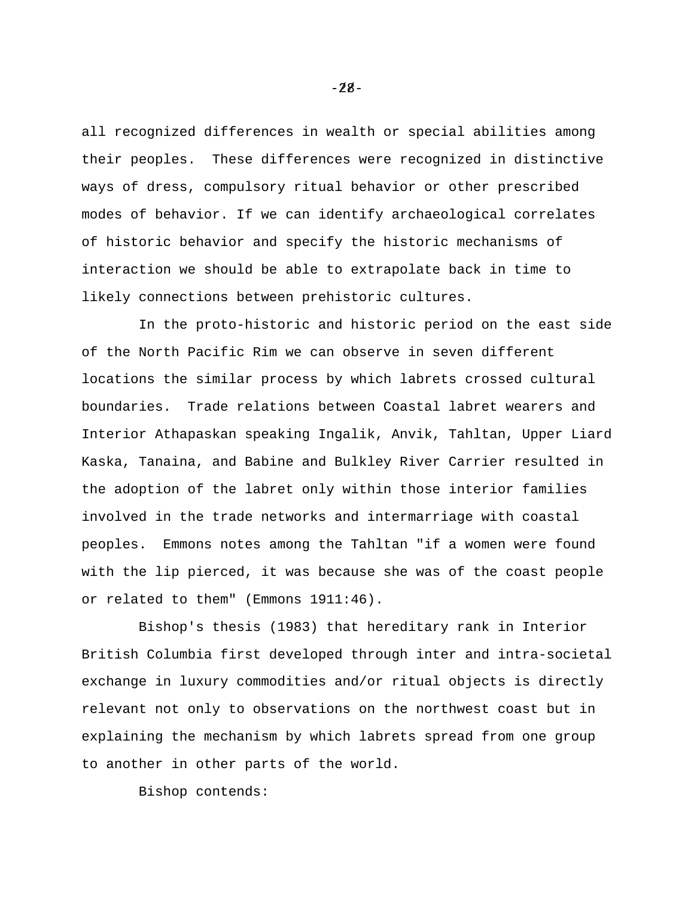all recognized differences in wealth or special abilities among their peoples. These differences were recognized in distinctive ways of dress, compulsory ritual behavior or other prescribed modes of behavior. If we can identify archaeological correlates of historic behavior and specify the historic mechanisms of interaction we should be able to extrapolate back in time to likely connections between prehistoric cultures.

In the proto-historic and historic period on the east side of the North Pacific Rim we can observe in seven different locations the similar process by which labrets crossed cultural boundaries. Trade relations between Coastal labret wearers and Interior Athapaskan speaking Ingalik, Anvik, Tahltan, Upper Liard Kaska, Tanaina, and Babine and Bulkley River Carrier resulted in the adoption of the labret only within those interior families involved in the trade networks and intermarriage with coastal peoples. Emmons notes among the Tahltan "if a women were found with the lip pierced, it was because she was of the coast people or related to them" (Emmons 1911:46).

Bishop's thesis (1983) that hereditary rank in Interior British Columbia first developed through inter and intra-societal exchange in luxury commodities and/or ritual objects is directly relevant not only to observations on the northwest coast but in explaining the mechanism by which labrets spread from one group to another in other parts of the world.

Bishop contends: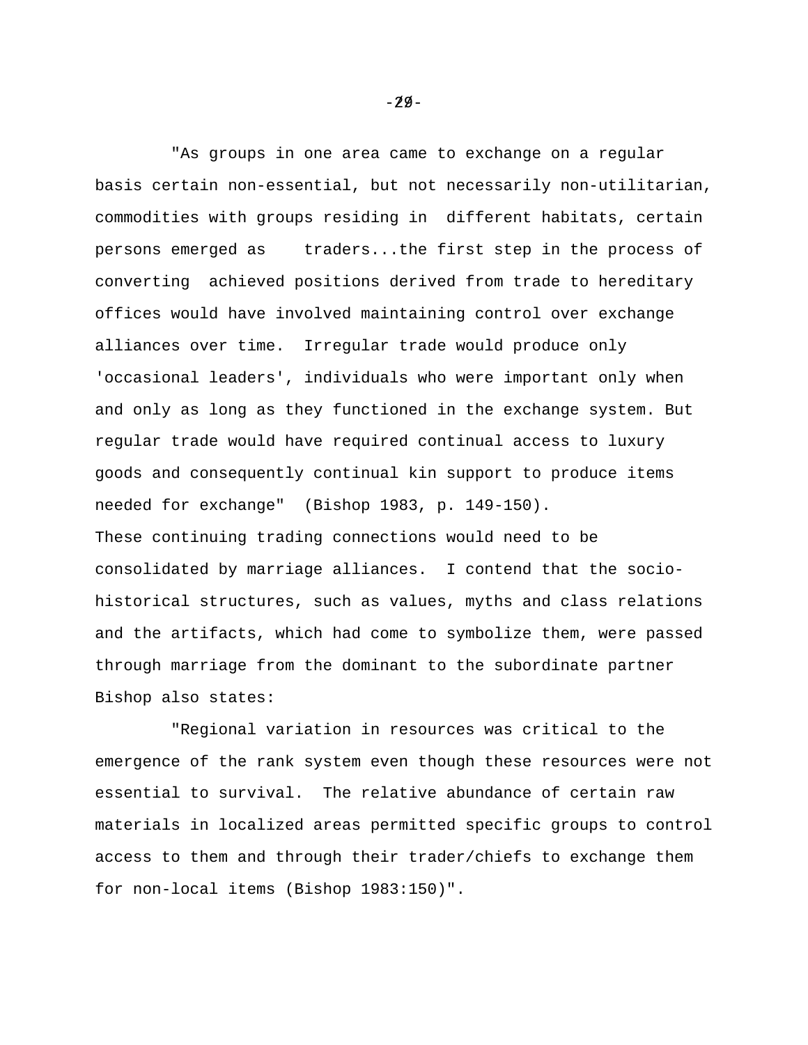"As groups in one area came to exchange on a regular basis certain non-essential, but not necessarily non-utilitarian, commodities with groups residing in different habitats, certain persons emerged as traders...the first step in the process of converting achieved positions derived from trade to hereditary offices would have involved maintaining control over exchange alliances over time. Irregular trade would produce only 'occasional leaders', individuals who were important only when and only as long as they functioned in the exchange system. But regular trade would have required continual access to luxury goods and consequently continual kin support to produce items needed for exchange" (Bishop 1983, p. 149-150).

These continuing trading connections would need to be consolidated by marriage alliances. I contend that the socio-historical structures, such as values, myths and class relations and the artifacts, which had come to symbolize them, were passed through marriage from the dominant to the subordinate partner Bishop also states:

"Regional variation in resources was critical to the emergence of the rank system even though these resources were not essential to survival. The relative abundance of certain raw materials in localized areas permitted specific groups to control access to them and through their trader/chiefs to exchange them for non-local items (Bishop 1983:150)".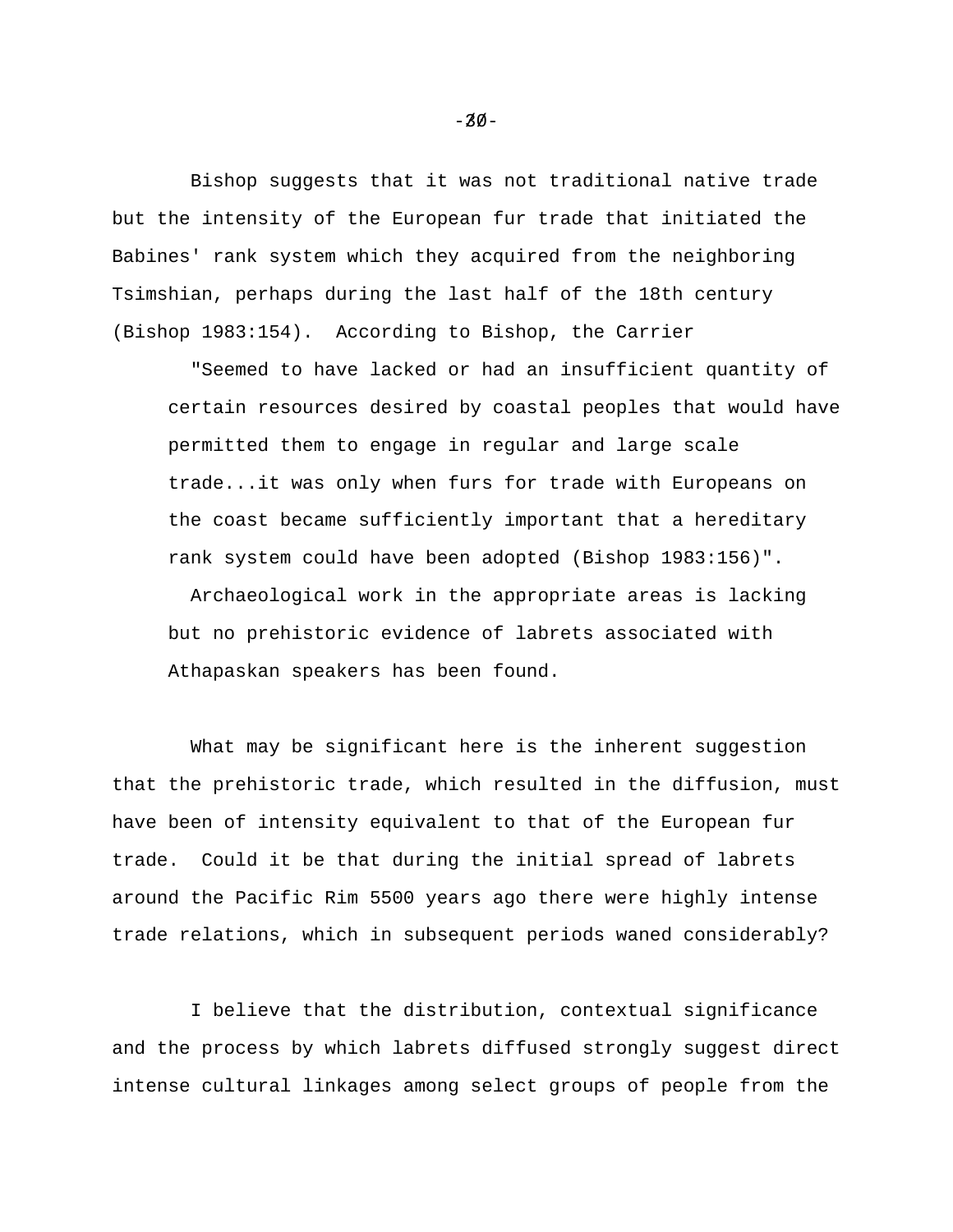Bishop suggests that it was not traditional native trade but the intensity of the European fur trade that initiated the Babines' rank system which they acquired from the neighboring Tsimshian, perhaps during the last half of the 18th century (Bishop 1983:154). According to Bishop, the Carrier

> "Seemed to have lacked or had an insufficient quantity of certain resources desired by coastal peoples that would have permitted them to engage in regular and large scale trade...it was only when furs for trade with Europeans on the coast became sufficiently important that a hereditary rank system could have been adopted (Bishop 1983:156)".
>
> Archaeological work in the appropriate areas is lacking but no prehistoric evidence of labrets associated with Athapaskan speakers has been found.

What may be significant here is the inherent suggestion that the prehistoric trade, which resulted in the diffusion, must have been of intensity equivalent to that of the European fur trade. Could it be that during the initial spread of labrets around the Pacific Rim 5500 years ago there were highly intense trade relations, which in subsequent periods waned considerably?

I believe that the distribution, contextual significance and the process by which labrets diffused strongly suggest direct intense cultural linkages among select groups of people from the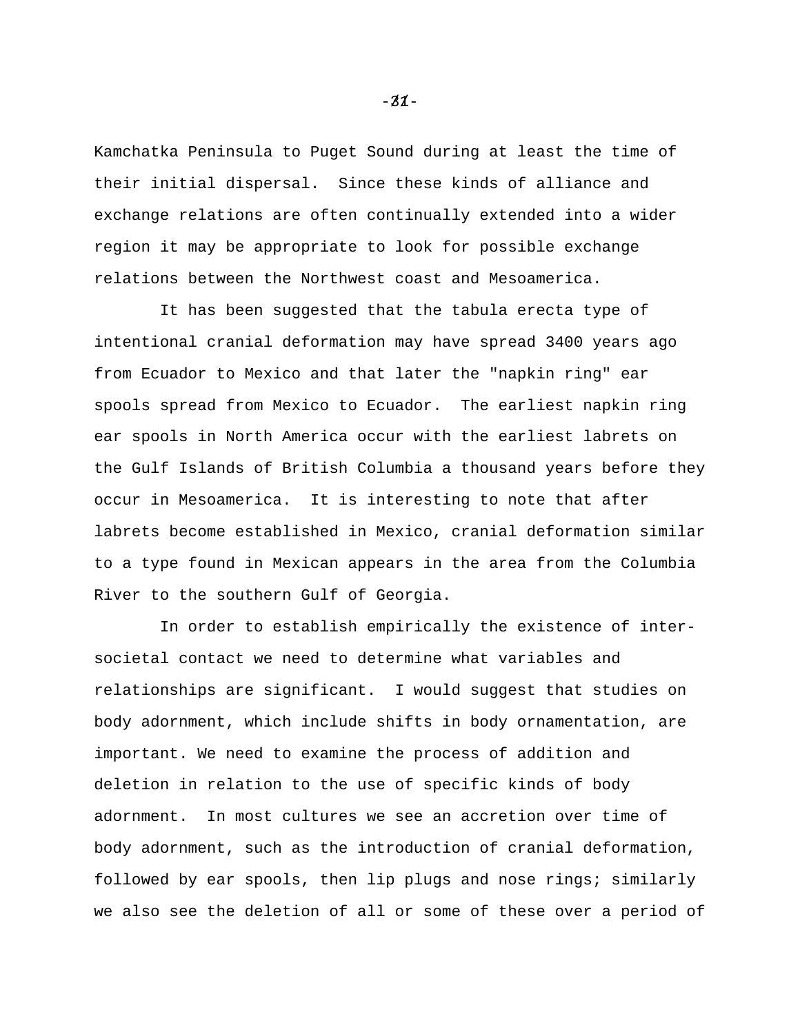Kamchatka Peninsula to Puget Sound during at least the time of their initial dispersal. Since these kinds of alliance and exchange relations are often continually extended into a wider region it may be appropriate to look for possible exchange relations between the Northwest coast and Mesoamerica.

It has been suggested that the tabula erecta type of intentional cranial deformation may have spread 3400 years ago from Ecuador to Mexico and that later the "napkin ring" ear spools spread from Mexico to Ecuador. The earliest napkin ring ear spools in North America occur with the earliest labrets on the Gulf Islands of British Columbia a thousand years before they occur in Mesoamerica. It is interesting to note that after labrets become established in Mexico, cranial deformation similar to a type found in Mexican appears in the area from the Columbia River to the southern Gulf of Georgia.

In order to establish empirically the existence of inter-societal contact we need to determine what variables and relationships are significant. I would suggest that studies on body adornment, which include shifts in body ornamentation, are important. We need to examine the process of addition and deletion in relation to the use of specific kinds of body adornment. In most cultures we see an accretion over time of body adornment, such as the introduction of cranial deformation, followed by ear spools, then lip plugs and nose rings; similarly we also see the deletion of all or some of these over a period of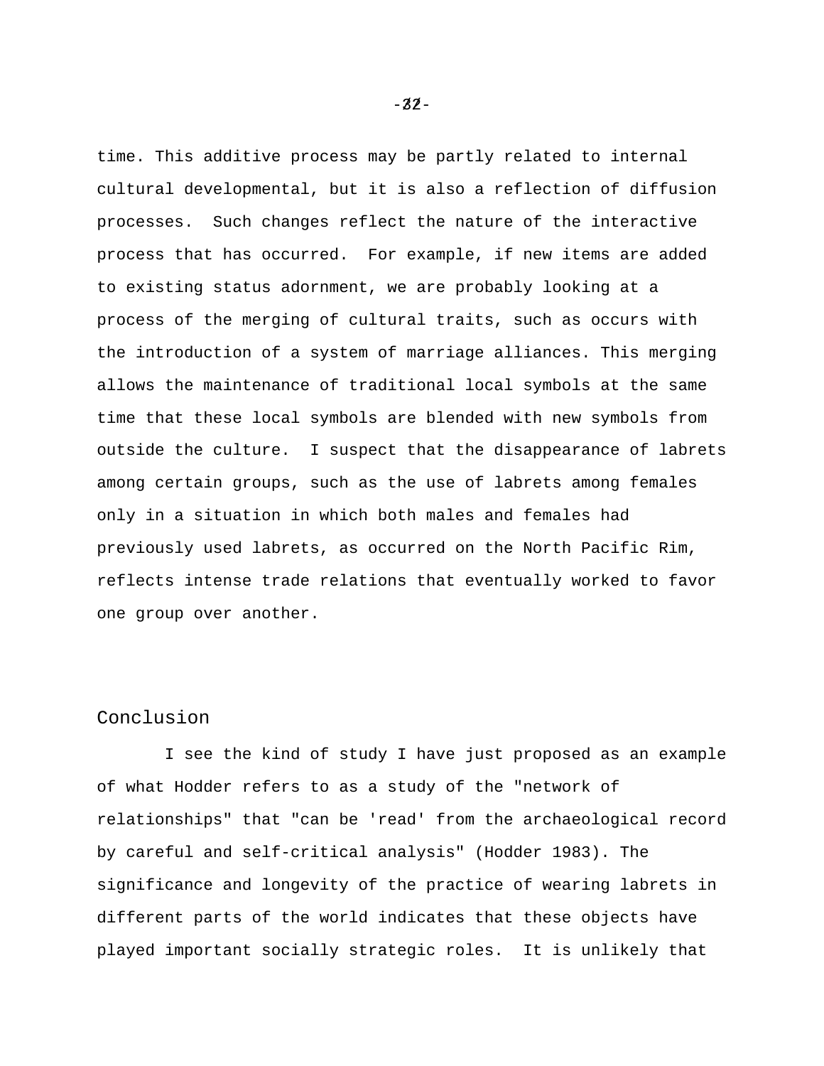time. This additive process may be partly related to internal cultural developmental, but it is also a reflection of diffusion processes. Such changes reflect the nature of the interactive process that has occurred. For example, if new items are added to existing status adornment, we are probably looking at a process of the merging of cultural traits, such as occurs with the introduction of a system of marriage alliances. This merging allows the maintenance of traditional local symbols at the same time that these local symbols are blended with new symbols from outside the culture. I suspect that the disappearance of labrets among certain groups, such as the use of labrets among females only in a situation in which both males and females had previously used labrets, as occurred on the North Pacific Rim, reflects intense trade relations that eventually worked to favor one group over another.

## Conclusion

I see the kind of study I have just proposed as an example of what Hodder refers to as a study of the "network of relationships" that "can be 'read' from the archaeological record by careful and self-critical analysis" (Hodder 1983). The significance and longevity of the practice of wearing labrets in different parts of the world indicates that these objects have played important socially strategic roles. It is unlikely that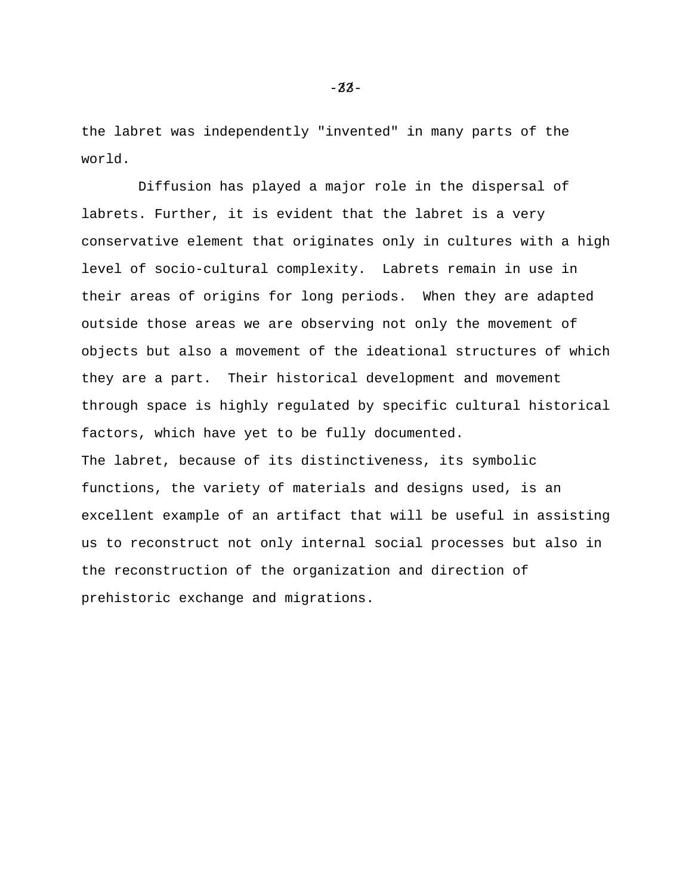the labret was independently "invented" in many parts of the world.

Diffusion has played a major role in the dispersal of labrets. Further, it is evident that the labret is a very conservative element that originates only in cultures with a high level of socio-cultural complexity. Labrets remain in use in their areas of origins for long periods. When they are adapted outside those areas we are observing not only the movement of objects but also a movement of the ideational structures of which they are a part. Their historical development and movement through space is highly regulated by specific cultural historical factors, which have yet to be fully documented.

The labret, because of its distinctiveness, its symbolic functions, the variety of materials and designs used, is an excellent example of an artifact that will be useful in assisting us to reconstruct not only internal social processes but also in the reconstruction of the organization and direction of prehistoric exchange and migrations.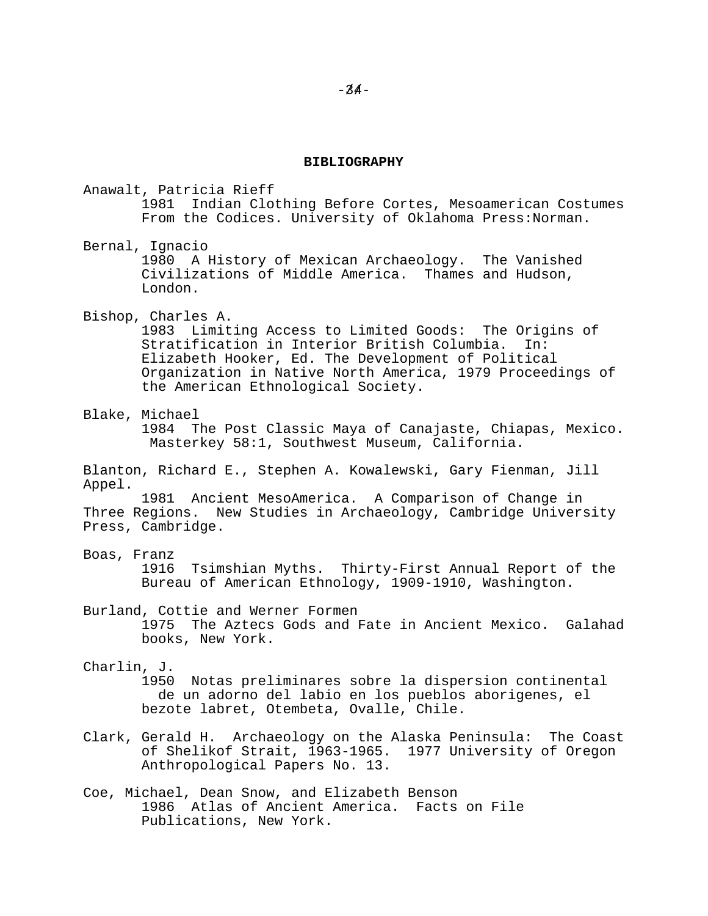**BIBLIOGRAPHY**

Anawalt, Patricia Rieff
1981 Indian Clothing Before Cortes, Mesoamerican Costumes From the Codices. University of Oklahoma Press:Norman.

Bernal, Ignacio
1980 A History of Mexican Archaeology. The Vanished Civilizations of Middle America. Thames and Hudson, London.

Bishop, Charles A.
1983 Limiting Access to Limited Goods: The Origins of Stratification in Interior British Columbia. In: Elizabeth Hooker, Ed. The Development of Political Organization in Native North America, 1979 Proceedings of the American Ethnological Society.

Blake, Michael
1984 The Post Classic Maya of Canajaste, Chiapas, Mexico. Masterkey 58:1, Southwest Museum, California.

Blanton, Richard E., Stephen A. Kowalewski, Gary Fienman, Jill Appel.
1981 Ancient MesoAmerica. A Comparison of Change in Three Regions. New Studies in Archaeology, Cambridge University Press, Cambridge.

Boas, Franz
1916 Tsimshian Myths. Thirty-First Annual Report of the Bureau of American Ethnology, 1909-1910, Washington.

Burland, Cottie and Werner Formen
1975 The Aztecs Gods and Fate in Ancient Mexico. Galahad books, New York.

Charlin, J.
1950 Notas preliminares sobre la dispersion continental de un adorno del labio en los pueblos aborigenes, el bezote labret, Otembeta, Ovalle, Chile.

Clark, Gerald H. Archaeology on the Alaska Peninsula: The Coast of Shelikof Strait, 1963-1965. 1977 University of Oregon Anthropological Papers No. 13.

Coe, Michael, Dean Snow, and Elizabeth Benson
1986 Atlas of Ancient America. Facts on File Publications, New York.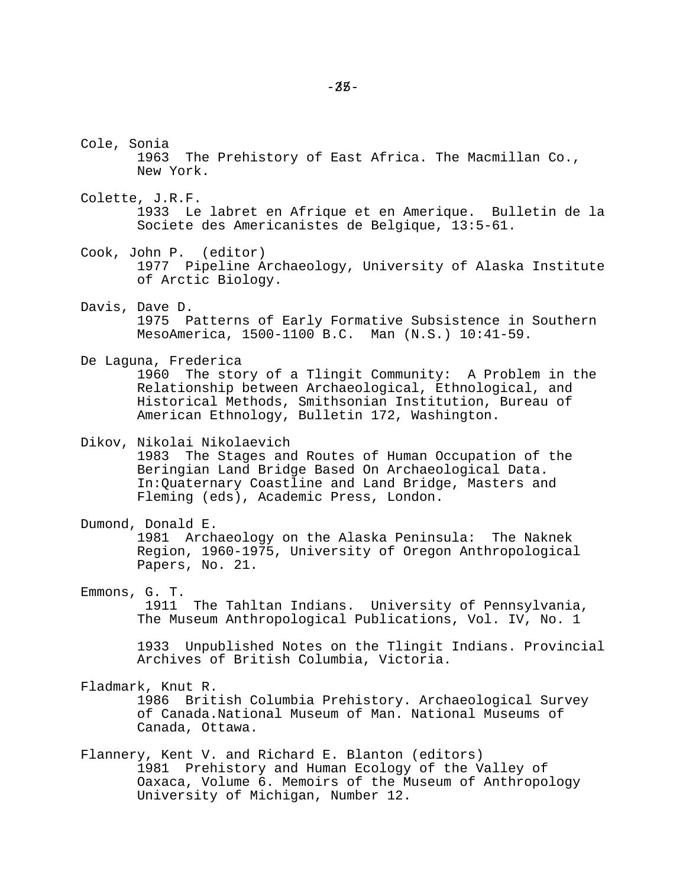Cole, Sonia
1963 The Prehistory of East Africa. The Macmillan Co., New York.

Colette, J.R.F.
1933 Le labret en Afrique et en Amerique. Bulletin de la Societe des Americanistes de Belgique, 13:5-61.

Cook, John P. (editor)
1977 Pipeline Archaeology, University of Alaska Institute of Arctic Biology.

Davis, Dave D.
1975 Patterns of Early Formative Subsistence in Southern MesoAmerica, 1500-1100 B.C. Man (N.S.) 10:41-59.

De Laguna, Frederica
1960 The story of a Tlingit Community: A Problem in the Relationship between Archaeological, Ethnological, and Historical Methods, Smithsonian Institution, Bureau of American Ethnology, Bulletin 172, Washington.

Dikov, Nikolai Nikolaevich
1983 The Stages and Routes of Human Occupation of the Beringian Land Bridge Based On Archaeological Data. In:Quaternary Coastline and Land Bridge, Masters and Fleming (eds), Academic Press, London.

Dumond, Donald E.
1981 Archaeology on the Alaska Peninsula: The Naknek Region, 1960-1975, University of Oregon Anthropological Papers, No. 21.

Emmons, G. T.
1911 The Tahltan Indians. University of Pennsylvania, The Museum Anthropological Publications, Vol. IV, No. 1

1933 Unpublished Notes on the Tlingit Indians. Provincial Archives of British Columbia, Victoria.

Fladmark, Knut R.
1986 British Columbia Prehistory. Archaeological Survey of Canada.National Museum of Man. National Museums of Canada, Ottawa.

Flannery, Kent V. and Richard E. Blanton (editors)
1981 Prehistory and Human Ecology of the Valley of Oaxaca, Volume 6. Memoirs of the Museum of Anthropology University of Michigan, Number 12.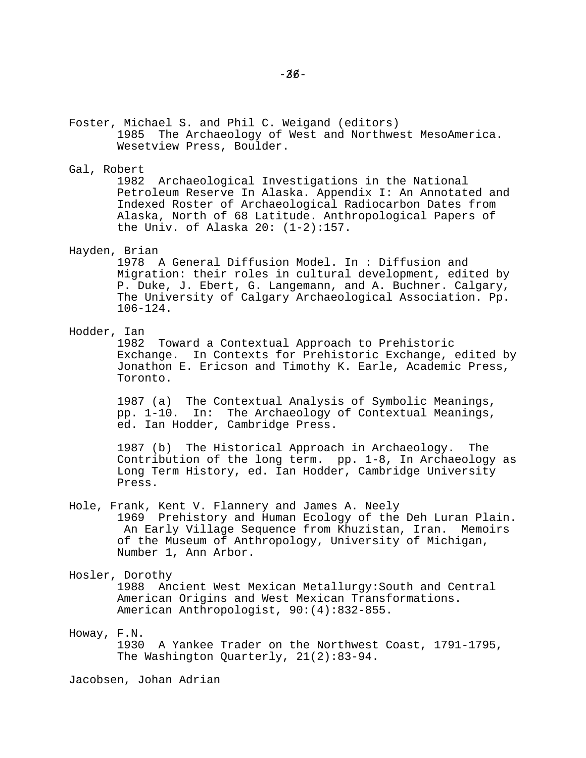Foster, Michael S. and Phil C. Weigand (editors)
1985 The Archaeology of West and Northwest MesoAmerica. Wesetview Press, Boulder.

Gal, Robert
1982 Archaeological Investigations in the National Petroleum Reserve In Alaska. Appendix I: An Annotated and Indexed Roster of Archaeological Radiocarbon Dates from Alaska, North of 68 Latitude. Anthropological Papers of the Univ. of Alaska 20: (1-2):157.

Hayden, Brian
1978 A General Diffusion Model. In : Diffusion and Migration: their roles in cultural development, edited by P. Duke, J. Ebert, G. Langemann, and A. Buchner. Calgary, The University of Calgary Archaeological Association. Pp. 106-124.

Hodder, Ian
1982 Toward a Contextual Approach to Prehistoric Exchange. In Contexts for Prehistoric Exchange, edited by Jonathon E. Ericson and Timothy K. Earle, Academic Press, Toronto.

1987 (a) The Contextual Analysis of Symbolic Meanings, pp. 1-10. In: The Archaeology of Contextual Meanings, ed. Ian Hodder, Cambridge Press.

1987 (b) The Historical Approach in Archaeology. The Contribution of the long term. pp. 1-8, In Archaeology as Long Term History, ed. Ian Hodder, Cambridge University Press.

Hole, Frank, Kent V. Flannery and James A. Neely
1969 Prehistory and Human Ecology of the Deh Luran Plain. An Early Village Sequence from Khuzistan, Iran. Memoirs of the Museum of Anthropology, University of Michigan, Number 1, Ann Arbor.

Hosler, Dorothy
1988 Ancient West Mexican Metallurgy:South and Central American Origins and West Mexican Transformations. American Anthropologist, 90:(4):832-855.

Howay, F.N.
1930 A Yankee Trader on the Northwest Coast, 1791-1795, The Washington Quarterly, 21(2):83-94.

Jacobsen, Johan Adrian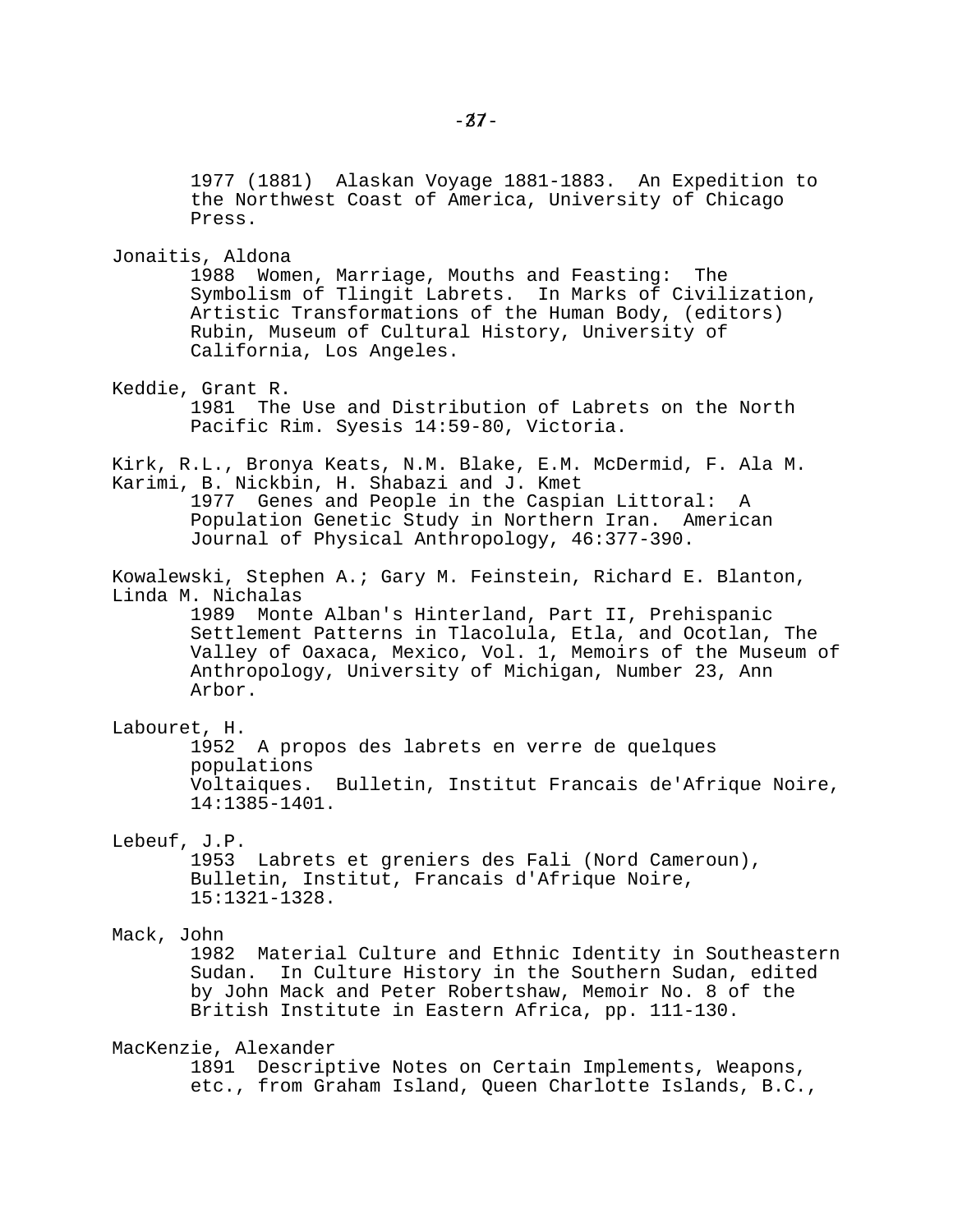1977 (1881) Alaskan Voyage 1881-1883. An Expedition to the Northwest Coast of America, University of Chicago Press.

Jonaitis, Aldona
1988 Women, Marriage, Mouths and Feasting: The Symbolism of Tlingit Labrets. In Marks of Civilization, Artistic Transformations of the Human Body, (editors) Rubin, Museum of Cultural History, University of California, Los Angeles.

Keddie, Grant R.
1981 The Use and Distribution of Labrets on the North Pacific Rim. Syesis 14:59-80, Victoria.

Kirk, R.L., Bronya Keats, N.M. Blake, E.M. McDermid, F. Ala M. Karimi, B. Nickbin, H. Shabazi and J. Kmet
1977 Genes and People in the Caspian Littoral: A Population Genetic Study in Northern Iran. American Journal of Physical Anthropology, 46:377-390.

Kowalewski, Stephen A.; Gary M. Feinstein, Richard E. Blanton, Linda M. Nichalas
1989 Monte Alban's Hinterland, Part II, Prehispanic Settlement Patterns in Tlacolula, Etla, and Ocotlan, The Valley of Oaxaca, Mexico, Vol. 1, Memoirs of the Museum of Anthropology, University of Michigan, Number 23, Ann Arbor.

Labouret, H.
1952 A propos des labrets en verre de quelques populations
Voltaiques. Bulletin, Institut Francais de'Afrique Noire, 14:1385-1401.

Lebeuf, J.P.
1953 Labrets et greniers des Fali (Nord Cameroun), Bulletin, Institut, Francais d'Afrique Noire, 15:1321-1328.

Mack, John
1982 Material Culture and Ethnic Identity in Southeastern Sudan. In Culture History in the Southern Sudan, edited by John Mack and Peter Robertshaw, Memoir No. 8 of the British Institute in Eastern Africa, pp. 111-130.

MacKenzie, Alexander
1891 Descriptive Notes on Certain Implements, Weapons, etc., from Graham Island, Queen Charlotte Islands, B.C.,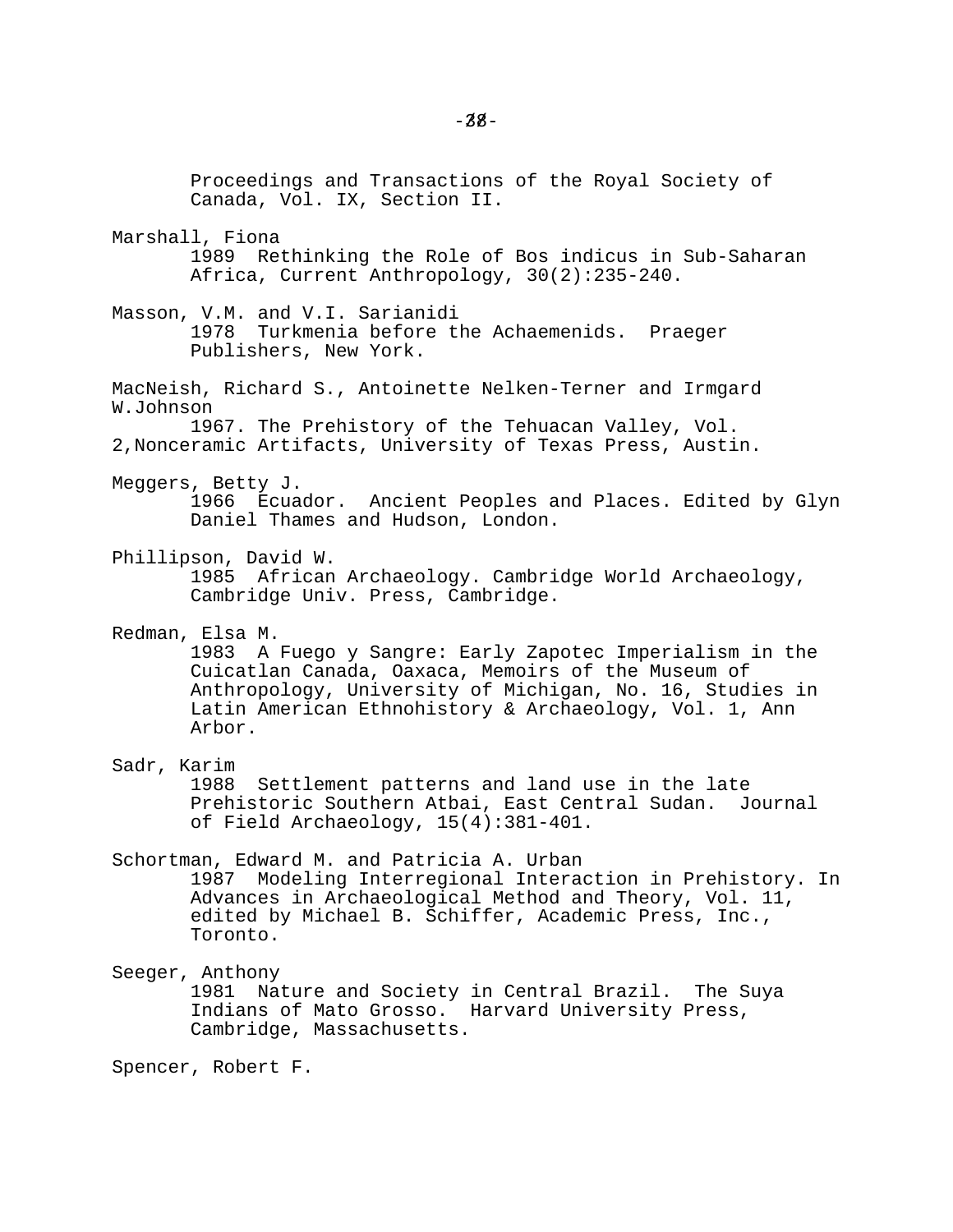Proceedings and Transactions of the Royal Society of Canada, Vol. IX, Section II.

Marshall, Fiona
1989 Rethinking the Role of Bos indicus in Sub-Saharan Africa, Current Anthropology, 30(2):235-240.

Masson, V.M. and V.I. Sarianidi
1978 Turkmenia before the Achaemenids. Praeger Publishers, New York.

MacNeish, Richard S., Antoinette Nelken-Terner and Irmgard W.Johnson
1967. The Prehistory of the Tehuacan Valley, Vol. 2,Nonceramic Artifacts, University of Texas Press, Austin.

Meggers, Betty J.
1966 Ecuador. Ancient Peoples and Places. Edited by Glyn Daniel Thames and Hudson, London.

Phillipson, David W.
1985 African Archaeology. Cambridge World Archaeology, Cambridge Univ. Press, Cambridge.

Redman, Elsa M.
1983 A Fuego y Sangre: Early Zapotec Imperialism in the Cuicatlan Canada, Oaxaca, Memoirs of the Museum of Anthropology, University of Michigan, No. 16, Studies in Latin American Ethnohistory & Archaeology, Vol. 1, Ann Arbor.

Sadr, Karim
1988 Settlement patterns and land use in the late Prehistoric Southern Atbai, East Central Sudan. Journal of Field Archaeology, 15(4):381-401.

Schortman, Edward M. and Patricia A. Urban
1987 Modeling Interregional Interaction in Prehistory. In Advances in Archaeological Method and Theory, Vol. 11, edited by Michael B. Schiffer, Academic Press, Inc., Toronto.

Seeger, Anthony
1981 Nature and Society in Central Brazil. The Suya Indians of Mato Grosso. Harvard University Press, Cambridge, Massachusetts.

Spencer, Robert F.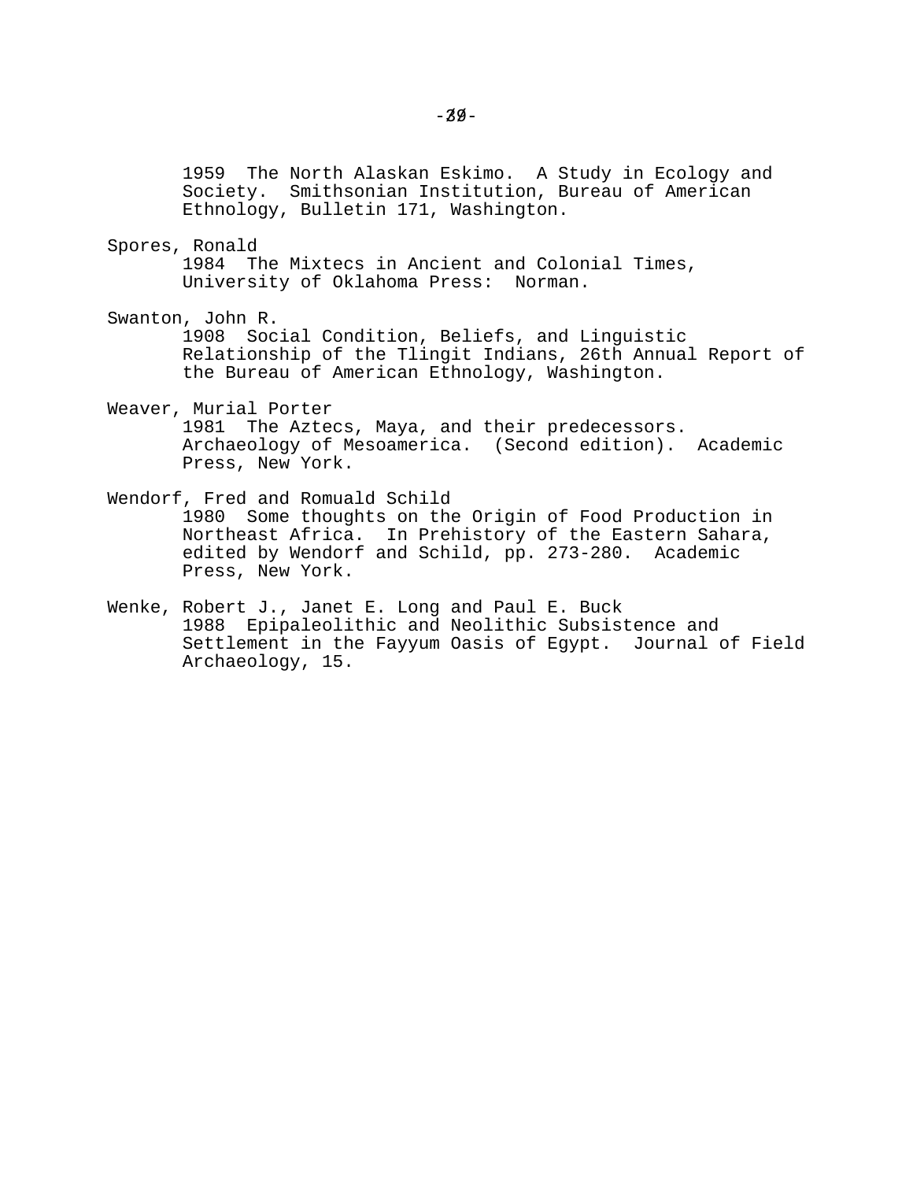1959 The North Alaskan Eskimo. A Study in Ecology and Society. Smithsonian Institution, Bureau of American Ethnology, Bulletin 171, Washington.

Spores, Ronald
1984 The Mixtecs in Ancient and Colonial Times, University of Oklahoma Press: Norman.

Swanton, John R.
1908 Social Condition, Beliefs, and Linguistic Relationship of the Tlingit Indians, 26th Annual Report of the Bureau of American Ethnology, Washington.

Weaver, Murial Porter
1981 The Aztecs, Maya, and their predecessors. Archaeology of Mesoamerica. (Second edition). Academic Press, New York.

Wendorf, Fred and Romuald Schild
1980 Some thoughts on the Origin of Food Production in Northeast Africa. In Prehistory of the Eastern Sahara, edited by Wendorf and Schild, pp. 273-280. Academic Press, New York.

Wenke, Robert J., Janet E. Long and Paul E. Buck
1988 Epipaleolithic and Neolithic Subsistence and Settlement in the Fayyum Oasis of Egypt. Journal of Field Archaeology, 15.